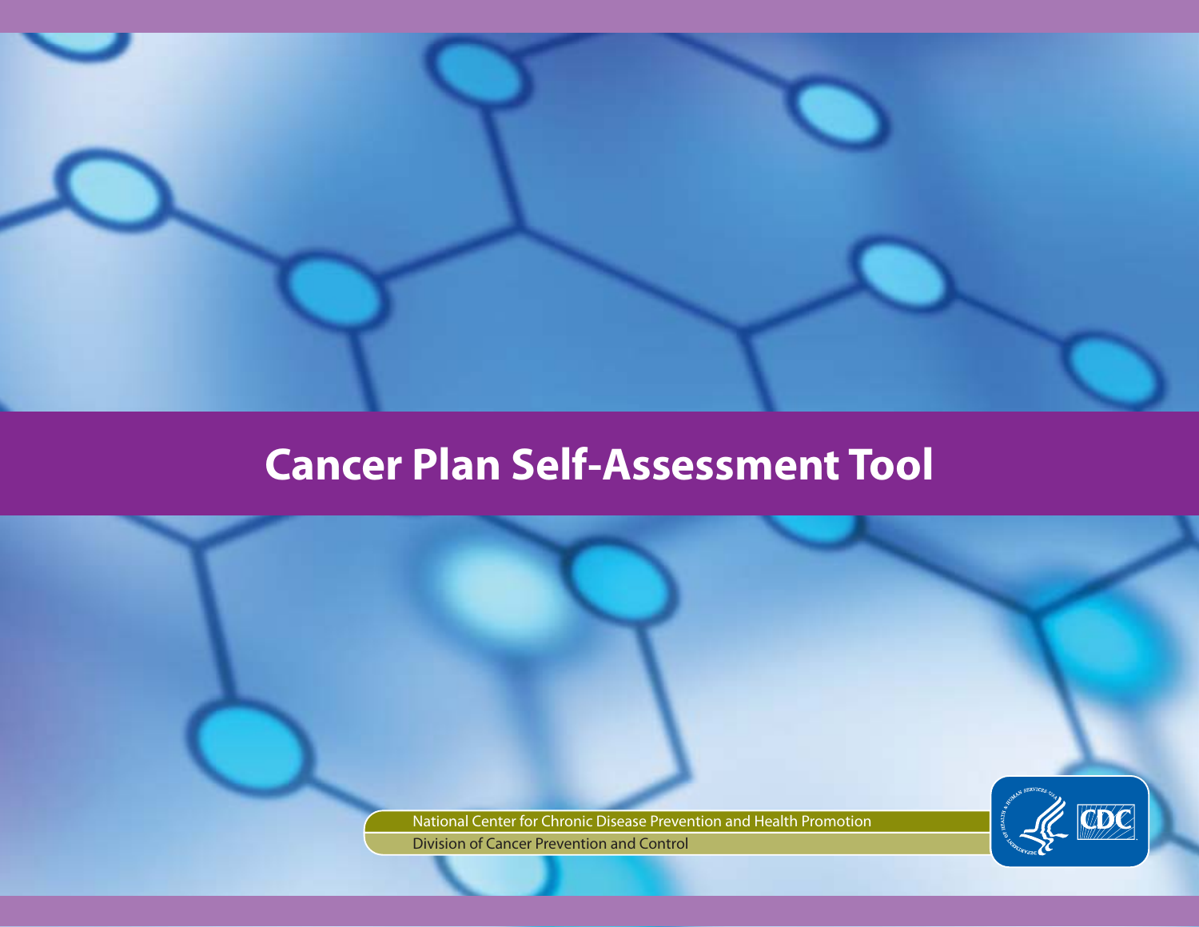# Cancer Plan Self-Assessment Tool

National Center for Chronic Disease Prevention and Health Promotion

Division of Cancer Prevention and Control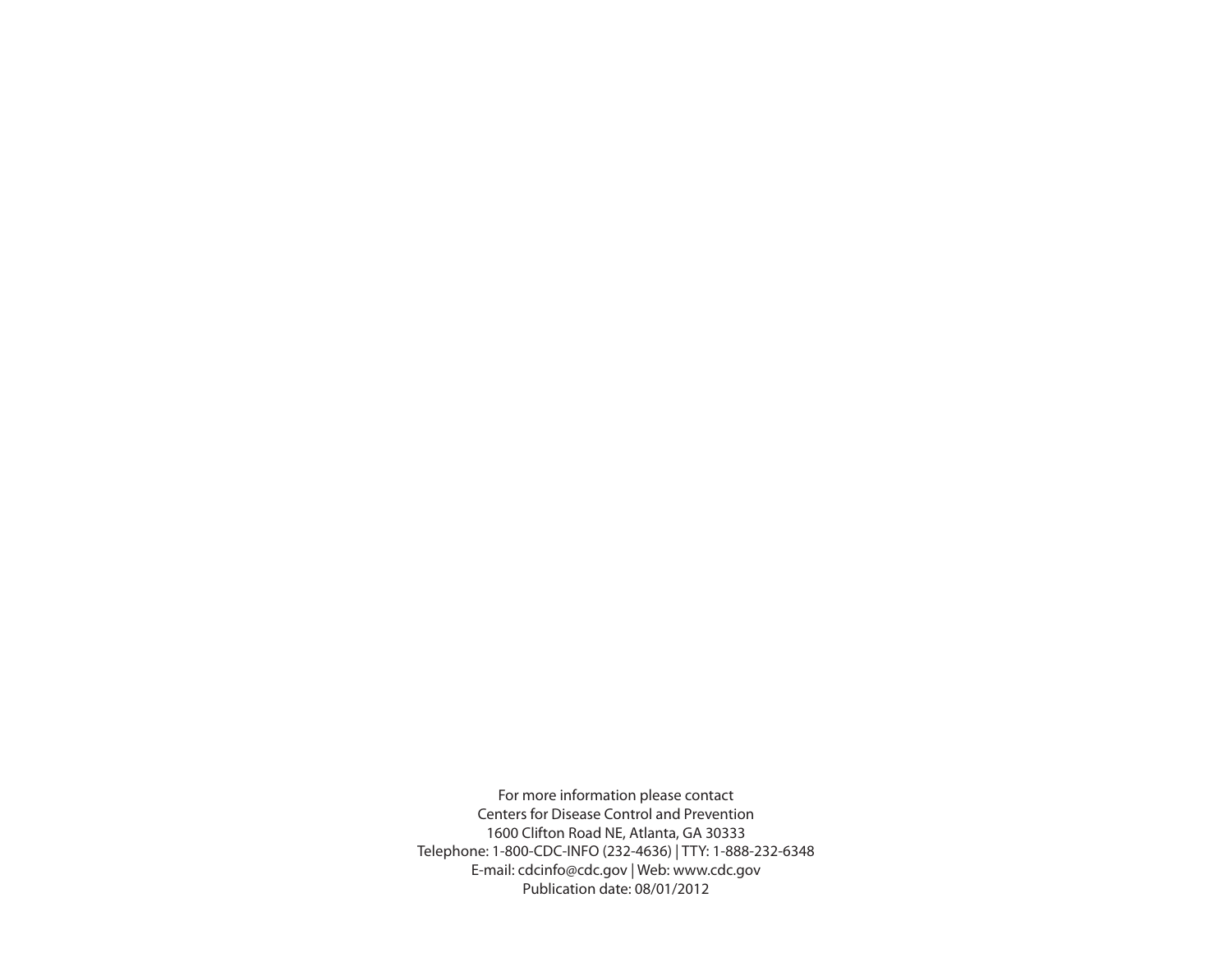For more information please contact
Centers for Disease Control and Prevention
1600 Clifton Road NE, Atlanta, GA 30333
Telephone: 1-800-CDC-INFO (232-4636) | TTY: 1-888-232-6348
E-mail: cdcinfo@cdc.gov | Web: www.cdc.gov
Publication date: 08/01/2012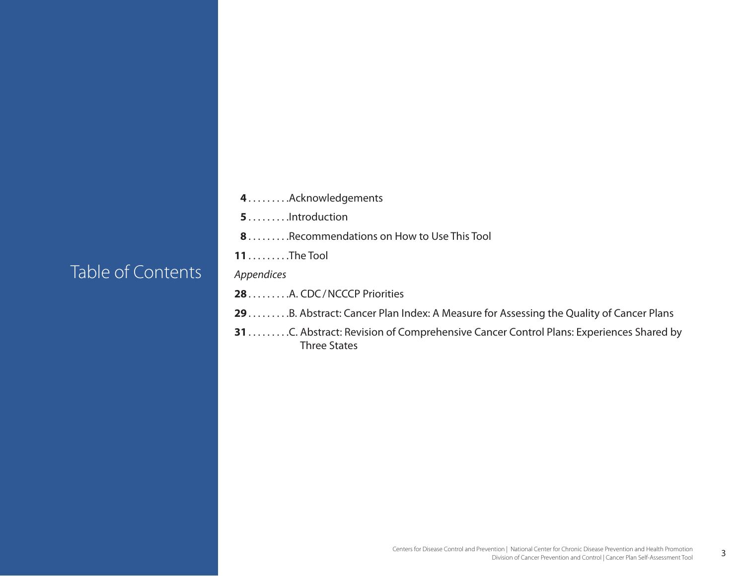# Table of Contents

**4** . . . . . . . . .Acknowledgements

**5** . . . . . . . . .Introduction

**8** . . . . . . . . .Recommendations on How to Use This Tool

**11** . . . . . . . . .The Tool

*Appendices*

**28** . . . . . . . . .A. CDC / NCCCP Priorities

**29** . . . . . . . . .B. Abstract: Cancer Plan Index: A Measure for Assessing the Quality of Cancer Plans

**31** . . . . . . . . .C. Abstract: Revision of Comprehensive Cancer Control Plans: Experiences Shared by Three States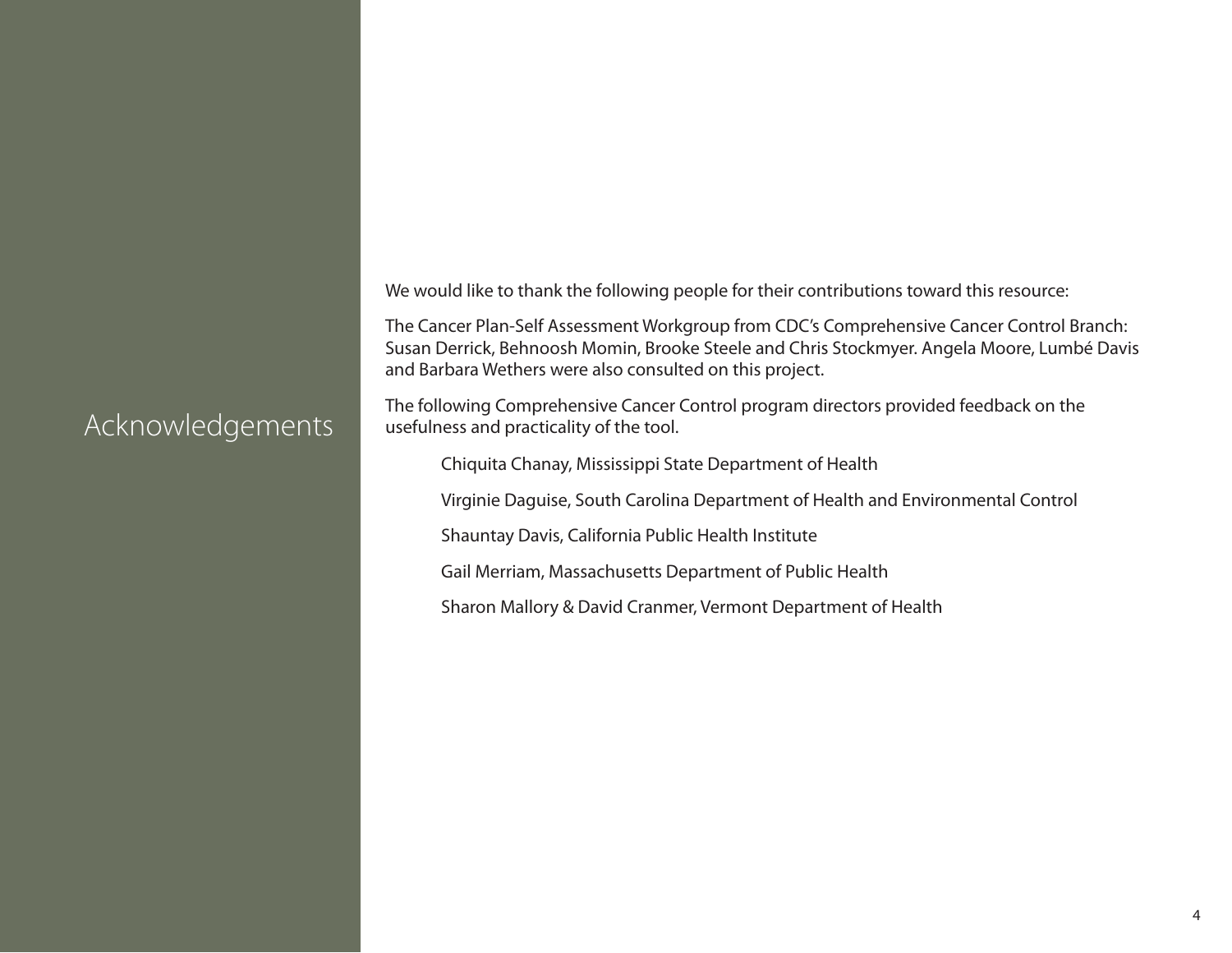# Acknowledgements

We would like to thank the following people for their contributions toward this resource:

The Cancer Plan-Self Assessment Workgroup from CDC's Comprehensive Cancer Control Branch: Susan Derrick, Behnoosh Momin, Brooke Steele and Chris Stockmyer. Angela Moore, Lumbé Davis and Barbara Wethers were also consulted on this project.

The following Comprehensive Cancer Control program directors provided feedback on the usefulness and practicality of the tool.

> Chiquita Chanay, Mississippi State Department of Health
>
> Virginie Daguise, South Carolina Department of Health and Environmental Control
>
> Shauntay Davis, California Public Health Institute
>
> Gail Merriam, Massachusetts Department of Public Health
>
> Sharon Mallory & David Cranmer, Vermont Department of Health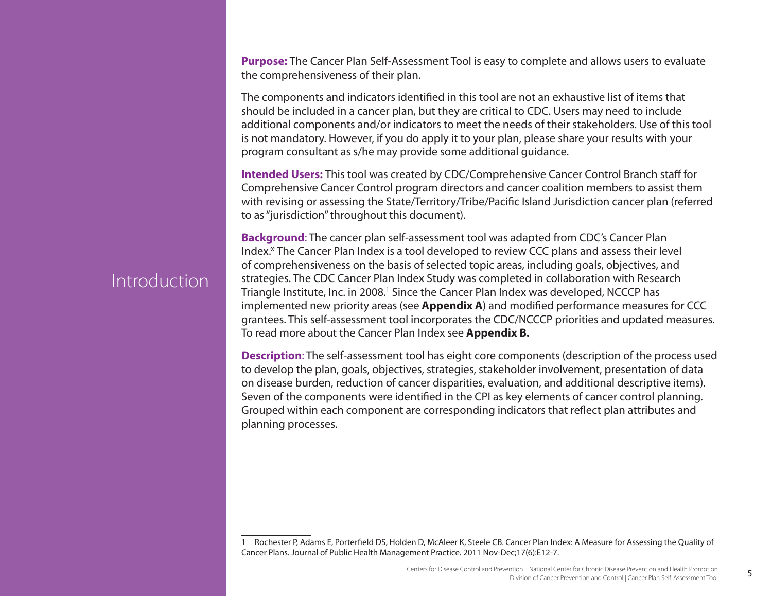# Introduction

**Purpose:** The Cancer Plan Self-Assessment Tool is easy to complete and allows users to evaluate the comprehensiveness of their plan.

The components and indicators identified in this tool are not an exhaustive list of items that should be included in a cancer plan, but they are critical to CDC. Users may need to include additional components and/or indicators to meet the needs of their stakeholders. Use of this tool is not mandatory. However, if you do apply it to your plan, please share your results with your program consultant as s/he may provide some additional guidance.

**Intended Users:** This tool was created by CDC/Comprehensive Cancer Control Branch staff for Comprehensive Cancer Control program directors and cancer coalition members to assist them with revising or assessing the State/Territory/Tribe/Pacific Island Jurisdiction cancer plan (referred to as "jurisdiction" throughout this document).

**Background**: The cancer plan self-assessment tool was adapted from CDC's Cancer Plan Index.* The Cancer Plan Index is a tool developed to review CCC plans and assess their level of comprehensiveness on the basis of selected topic areas, including goals, objectives, and strategies. The CDC Cancer Plan Index Study was completed in collaboration with Research Triangle Institute, Inc. in 2008.[1] Since the Cancer Plan Index was developed, NCCCP has implemented new priority areas (see **Appendix A**) and modified performance measures for CCC grantees. This self-assessment tool incorporates the CDC/NCCCP priorities and updated measures. To read more about the Cancer Plan Index see **Appendix B.**

**Description**: The self-assessment tool has eight core components (description of the process used to develop the plan, goals, objectives, strategies, stakeholder involvement, presentation of data on disease burden, reduction of cancer disparities, evaluation, and additional descriptive items). Seven of the components were identified in the CPI as key elements of cancer control planning. Grouped within each component are corresponding indicators that reflect plan attributes and planning processes.

---

1 Rochester P, Adams E, Porterfield DS, Holden D, McAleer K, Steele CB. Cancer Plan Index: A Measure for Assessing the Quality of Cancer Plans. Journal of Public Health Management Practice. 2011 Nov-Dec;17(6):E12-7.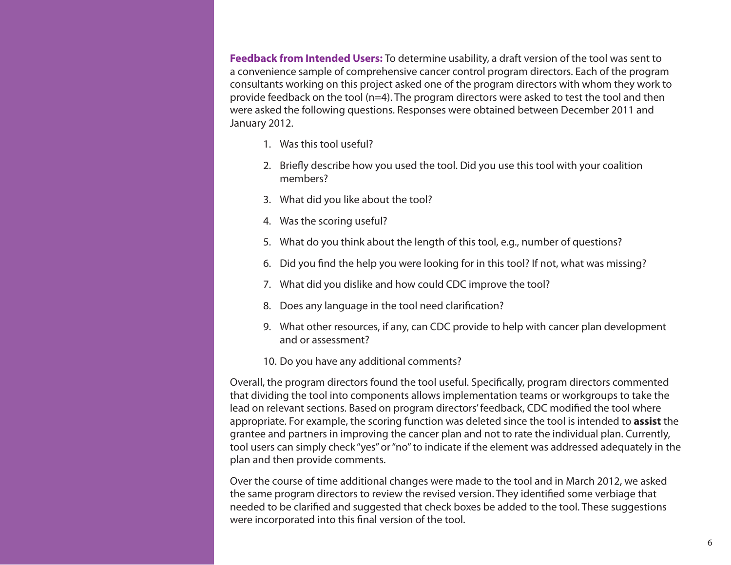**Feedback from Intended Users:** To determine usability, a draft version of the tool was sent to a convenience sample of comprehensive cancer control program directors. Each of the program consultants working on this project asked one of the program directors with whom they work to provide feedback on the tool (n=4). The program directors were asked to test the tool and then were asked the following questions. Responses were obtained between December 2011 and January 2012.

1. Was this tool useful?
2. Briefly describe how you used the tool. Did you use this tool with your coalition members?
3. What did you like about the tool?
4. Was the scoring useful?
5. What do you think about the length of this tool, e.g., number of questions?
6. Did you find the help you were looking for in this tool? If not, what was missing?
7. What did you dislike and how could CDC improve the tool?
8. Does any language in the tool need clarification?
9. What other resources, if any, can CDC provide to help with cancer plan development and or assessment?
10. Do you have any additional comments?

Overall, the program directors found the tool useful. Specifically, program directors commented that dividing the tool into components allows implementation teams or workgroups to take the lead on relevant sections. Based on program directors' feedback, CDC modified the tool where appropriate. For example, the scoring function was deleted since the tool is intended to **assist** the grantee and partners in improving the cancer plan and not to rate the individual plan. Currently, tool users can simply check "yes" or "no" to indicate if the element was addressed adequately in the plan and then provide comments.

Over the course of time additional changes were made to the tool and in March 2012, we asked the same program directors to review the revised version. They identified some verbiage that needed to be clarified and suggested that check boxes be added to the tool. These suggestions were incorporated into this final version of the tool.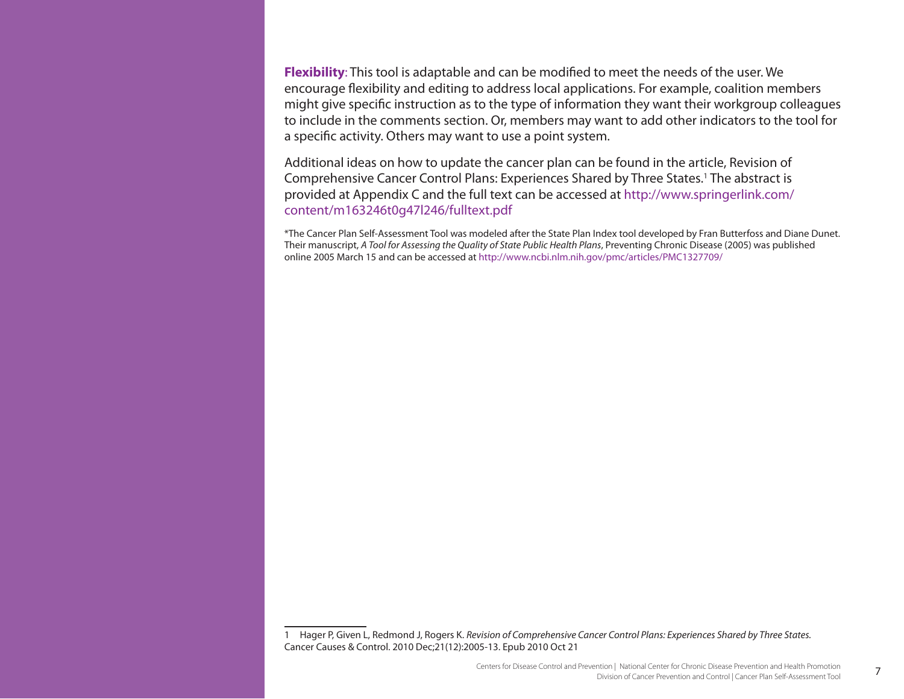**Flexibility**: This tool is adaptable and can be modified to meet the needs of the user. We encourage flexibility and editing to address local applications. For example, coalition members might give specific instruction as to the type of information they want their workgroup colleagues to include in the comments section. Or, members may want to add other indicators to the tool for a specific activity. Others may want to use a point system.

Additional ideas on how to update the cancer plan can be found in the article, Revision of Comprehensive Cancer Control Plans: Experiences Shared by Three States.[1] The abstract is provided at Appendix C and the full text can be accessed at http://www.springerlink.com/content/m163246t0g47l246/fulltext.pdf

*The Cancer Plan Self-Assessment Tool was modeled after the State Plan Index tool developed by Fran Butterfoss and Diane Dunet. Their manuscript, *A Tool for Assessing the Quality of State Public Health Plans*, Preventing Chronic Disease (2005) was published online 2005 March 15 and can be accessed at http://www.ncbi.nlm.nih.gov/pmc/articles/PMC1327709/

---

1 Hager P, Given L, Redmond J, Rogers K. *Revision of Comprehensive Cancer Control Plans: Experiences Shared by Three States.* Cancer Causes & Control. 2010 Dec;21(12):2005-13. Epub 2010 Oct 21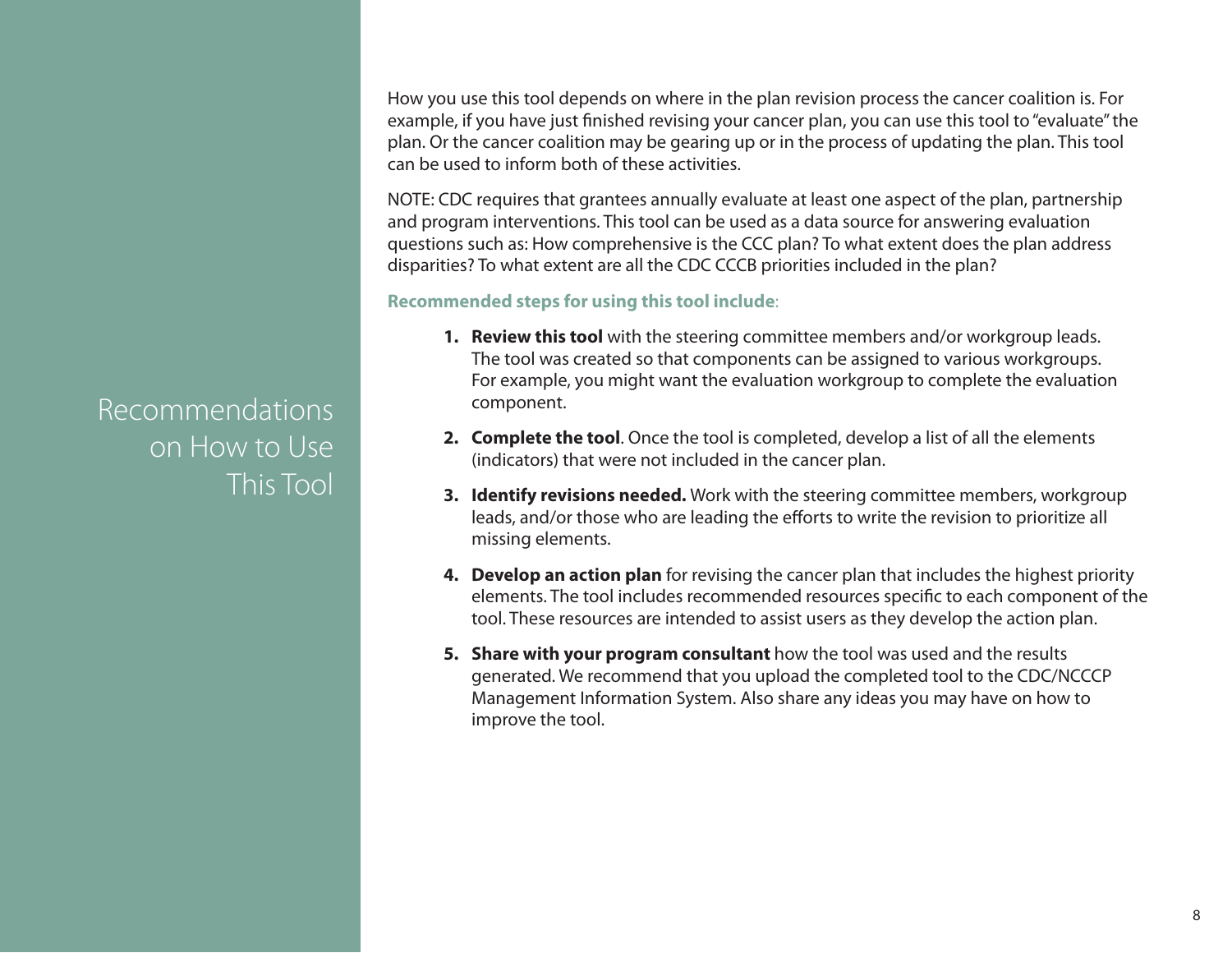# Recommendations on How to Use This Tool

How you use this tool depends on where in the plan revision process the cancer coalition is. For example, if you have just finished revising your cancer plan, you can use this tool to "evaluate" the plan. Or the cancer coalition may be gearing up or in the process of updating the plan. This tool can be used to inform both of these activities.

NOTE: CDC requires that grantees annually evaluate at least one aspect of the plan, partnership and program interventions. This tool can be used as a data source for answering evaluation questions such as: How comprehensive is the CCC plan? To what extent does the plan address disparities? To what extent are all the CDC CCCB priorities included in the plan?

**Recommended steps for using this tool include**:

1. **Review this tool** with the steering committee members and/or workgroup leads. The tool was created so that components can be assigned to various workgroups. For example, you might want the evaluation workgroup to complete the evaluation component.
2. **Complete the tool**. Once the tool is completed, develop a list of all the elements (indicators) that were not included in the cancer plan.
3. **Identify revisions needed.** Work with the steering committee members, workgroup leads, and/or those who are leading the efforts to write the revision to prioritize all missing elements.
4. **Develop an action plan** for revising the cancer plan that includes the highest priority elements. The tool includes recommended resources specific to each component of the tool. These resources are intended to assist users as they develop the action plan.
5. **Share with your program consultant** how the tool was used and the results generated. We recommend that you upload the completed tool to the CDC/NCCCP Management Information System. Also share any ideas you may have on how to improve the tool.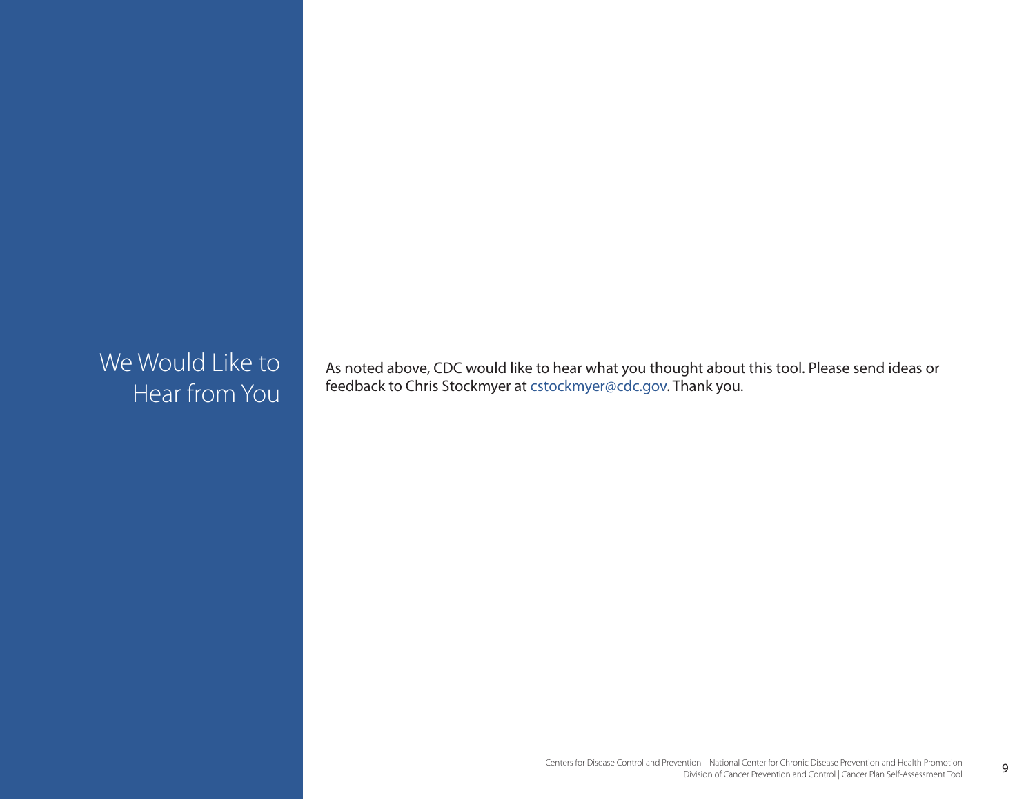## We Would Like to Hear from You

As noted above, CDC would like to hear what you thought about this tool. Please send ideas or feedback to Chris Stockmyer at cstockmyer@cdc.gov. Thank you.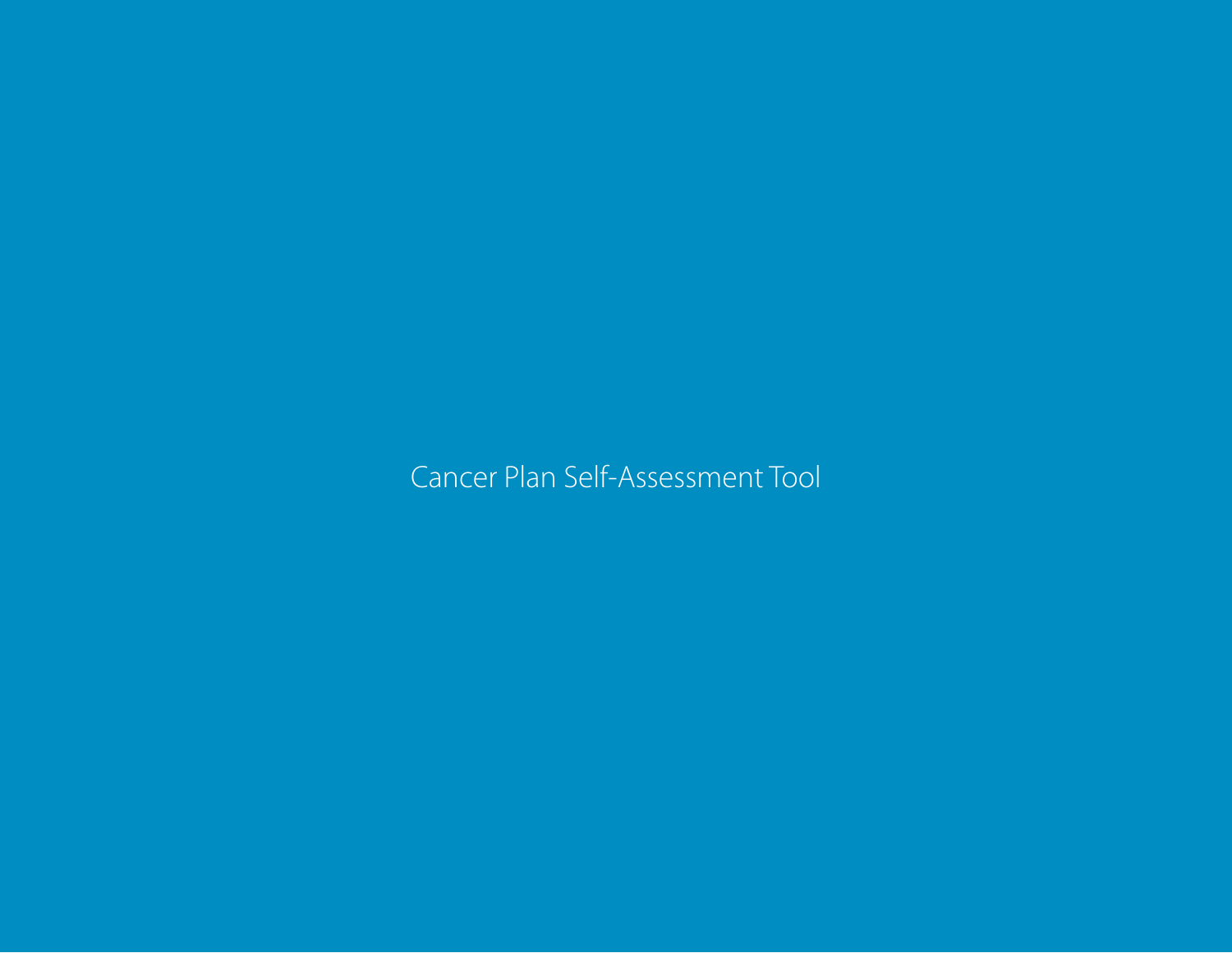# Cancer Plan Self-Assessment Tool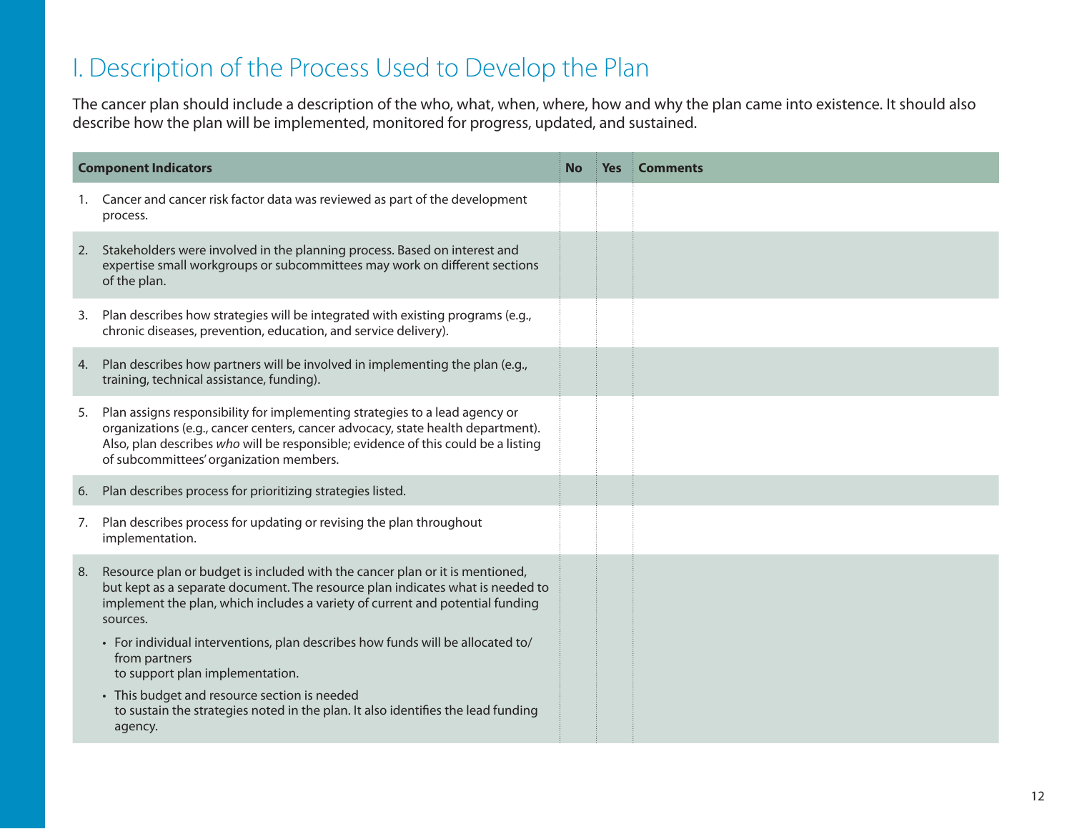# I. Description of the Process Used to Develop the Plan

The cancer plan should include a description of the who, what, when, where, how and why the plan came into existence. It should also describe how the plan will be implemented, monitored for progress, updated, and sustained.

| Component Indicators | No | Yes | Comments |
|---|---|---|---|
| 1. Cancer and cancer risk factor data was reviewed as part of the development process. | | | |
| 2. Stakeholders were involved in the planning process. Based on interest and expertise small workgroups or subcommittees may work on different sections of the plan. | | | |
| 3. Plan describes how strategies will be integrated with existing programs (e.g., chronic diseases, prevention, education, and service delivery). | | | |
| 4. Plan describes how partners will be involved in implementing the plan (e.g., training, technical assistance, funding). | | | |
| 5. Plan assigns responsibility for implementing strategies to a lead agency or organizations (e.g., cancer centers, cancer advocacy, state health department). Also, plan describes *who* will be responsible; evidence of this could be a listing of subcommittees' organization members. | | | |
| 6. Plan describes process for prioritizing strategies listed. | | | |
| 7. Plan describes process for updating or revising the plan throughout implementation. | | | |
| 8. Resource plan or budget is included with the cancer plan or it is mentioned, but kept as a separate document. The resource plan indicates what is needed to implement the plan, which includes a variety of current and potential funding sources. <br>• For individual interventions, plan describes how funds will be allocated to/ from partners to support plan implementation. <br>• This budget and resource section is needed to sustain the strategies noted in the plan. It also identifies the lead funding agency. | | | |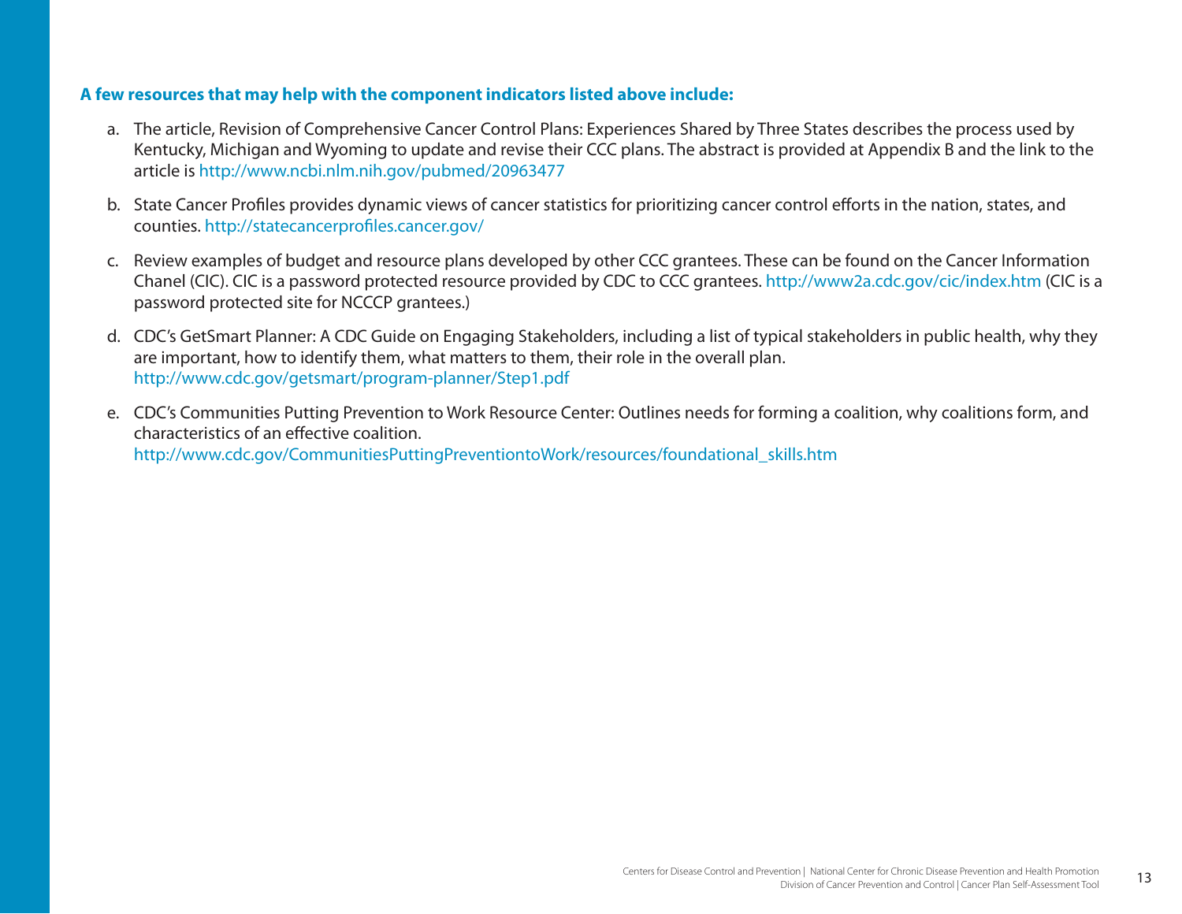**A few resources that may help with the component indicators listed above include:**

a. The article, Revision of Comprehensive Cancer Control Plans: Experiences Shared by Three States describes the process used by Kentucky, Michigan and Wyoming to update and revise their CCC plans. The abstract is provided at Appendix B and the link to the article is http://www.ncbi.nlm.nih.gov/pubmed/20963477

b. State Cancer Profiles provides dynamic views of cancer statistics for prioritizing cancer control efforts in the nation, states, and counties. http://statecancerprofiles.cancer.gov/

c. Review examples of budget and resource plans developed by other CCC grantees. These can be found on the Cancer Information Chanel (CIC). CIC is a password protected resource provided by CDC to CCC grantees. http://www2a.cdc.gov/cic/index.htm (CIC is a password protected site for NCCCP grantees.)

d. CDC's GetSmart Planner: A CDC Guide on Engaging Stakeholders, including a list of typical stakeholders in public health, why they are important, how to identify them, what matters to them, their role in the overall plan. http://www.cdc.gov/getsmart/program-planner/Step1.pdf

e. CDC's Communities Putting Prevention to Work Resource Center: Outlines needs for forming a coalition, why coalitions form, and characteristics of an effective coalition. http://www.cdc.gov/CommunitiesPuttingPreventiontoWork/resources/foundational_skills.htm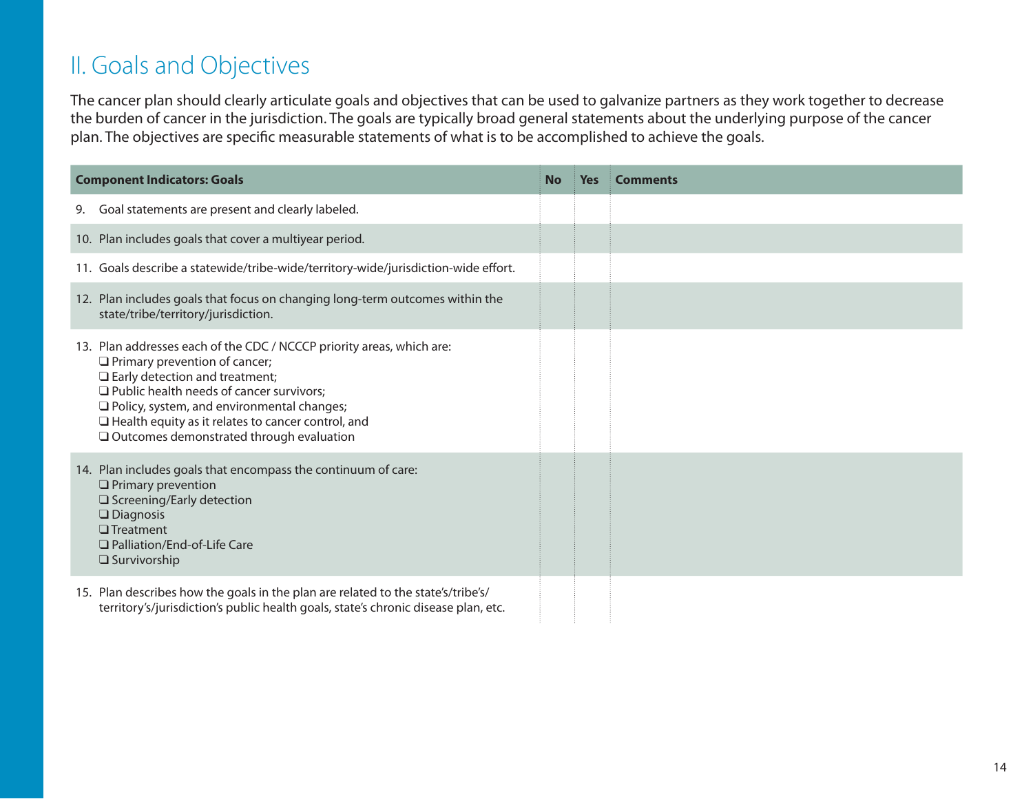## II. Goals and Objectives

The cancer plan should clearly articulate goals and objectives that can be used to galvanize partners as they work together to decrease the burden of cancer in the jurisdiction. The goals are typically broad general statements about the underlying purpose of the cancer plan. The objectives are specific measurable statements of what is to be accomplished to achieve the goals.

| Component Indicators: Goals | No | Yes | Comments |
|---|---|---|---|
| 9. Goal statements are present and clearly labeled. | | | |
| 10. Plan includes goals that cover a multiyear period. | | | |
| 11. Goals describe a statewide/tribe-wide/territory-wide/jurisdiction-wide effort. | | | |
| 12. Plan includes goals that focus on changing long-term outcomes within the state/tribe/territory/jurisdiction. | | | |
| 13. Plan addresses each of the CDC / NCCCP priority areas, which are:<br>❑ Primary prevention of cancer;<br>❑ Early detection and treatment;<br>❑ Public health needs of cancer survivors;<br>❑ Policy, system, and environmental changes;<br>❑ Health equity as it relates to cancer control, and<br>❑ Outcomes demonstrated through evaluation | | | |
| 14. Plan includes goals that encompass the continuum of care:<br>❑ Primary prevention<br>❑ Screening/Early detection<br>❑ Diagnosis<br>❑ Treatment<br>❑ Palliation/End-of-Life Care<br>❑ Survivorship | | | |
| 15. Plan describes how the goals in the plan are related to the state's/tribe's/territory's/jurisdiction's public health goals, state's chronic disease plan, etc. | | | |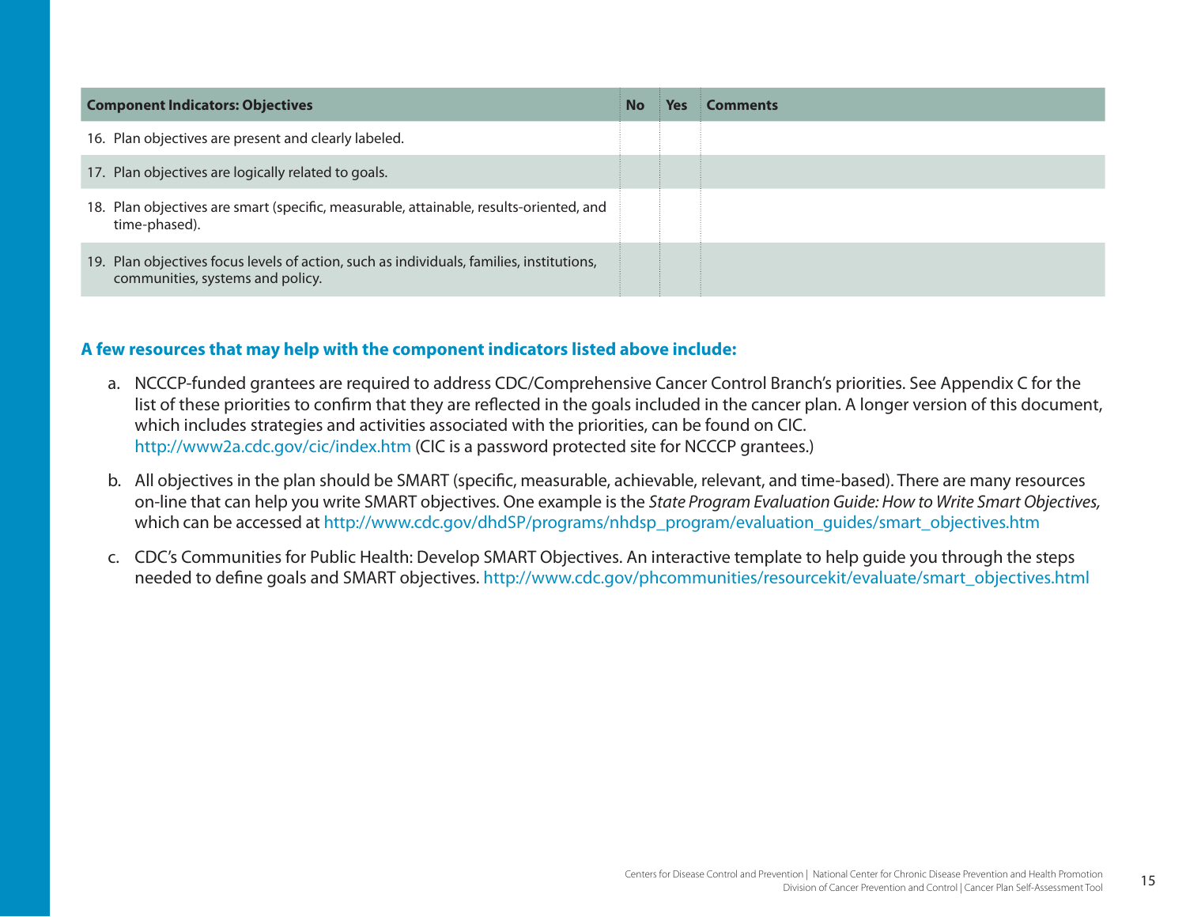| Component Indicators: Objectives | No | Yes | Comments |
|---|---|---|---|
| 16. Plan objectives are present and clearly labeled. | | | |
| 17. Plan objectives are logically related to goals. | | | |
| 18. Plan objectives are smart (specific, measurable, attainable, results-oriented, and time-phased). | | | |
| 19. Plan objectives focus levels of action, such as individuals, families, institutions, communities, systems and policy. | | | |

**A few resources that may help with the component indicators listed above include:**

a. NCCCP-funded grantees are required to address CDC/Comprehensive Cancer Control Branch's priorities. See Appendix C for the list of these priorities to confirm that they are reflected in the goals included in the cancer plan. A longer version of this document, which includes strategies and activities associated with the priorities, can be found on CIC. http://www2a.cdc.gov/cic/index.htm (CIC is a password protected site for NCCCP grantees.)

b. All objectives in the plan should be SMART (specific, measurable, achievable, relevant, and time-based). There are many resources on-line that can help you write SMART objectives. One example is the *State Program Evaluation Guide: How to Write Smart Objectives,* which can be accessed at http://www.cdc.gov/dhdSP/programs/nhdsp_program/evaluation_guides/smart_objectives.htm

c. CDC's Communities for Public Health: Develop SMART Objectives. An interactive template to help guide you through the steps needed to define goals and SMART objectives. http://www.cdc.gov/phcommunities/resourcekit/evaluate/smart_objectives.html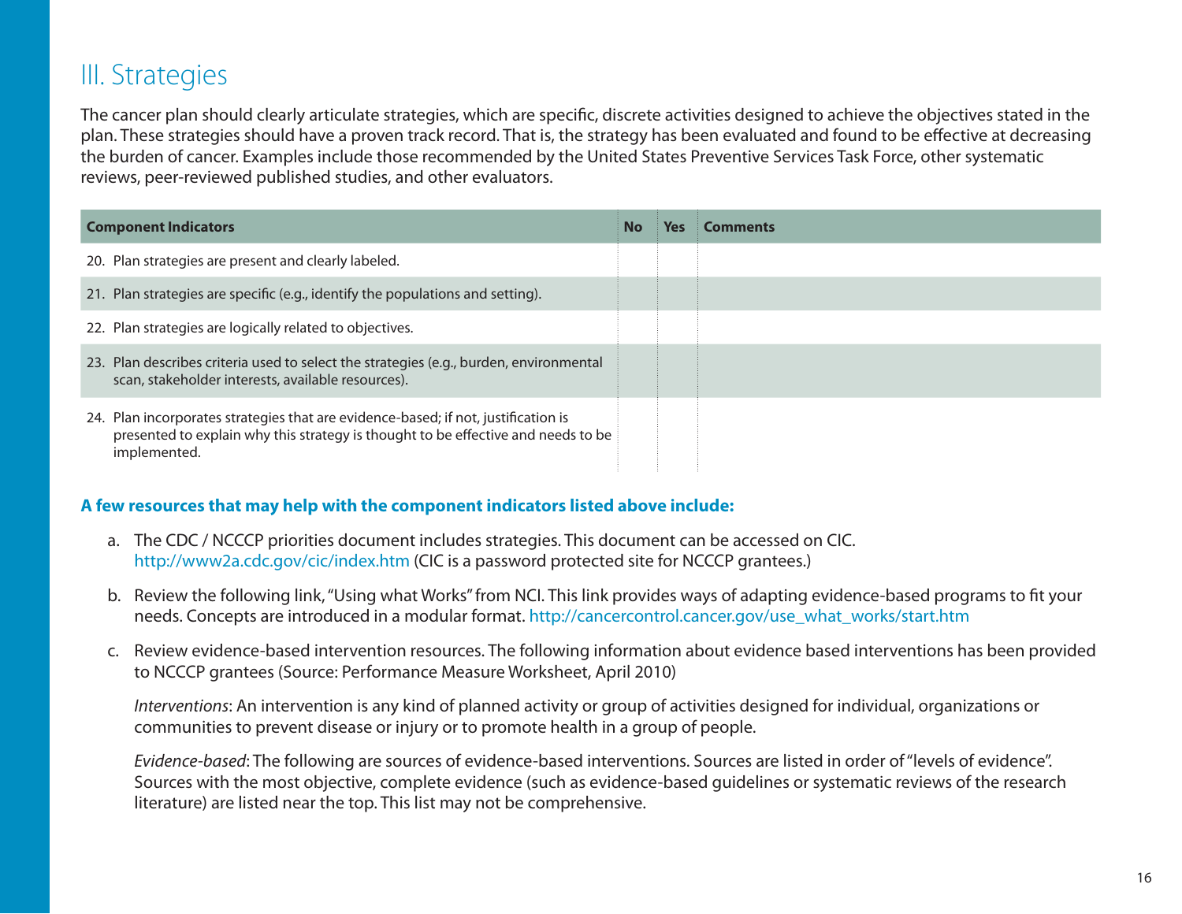# III. Strategies

The cancer plan should clearly articulate strategies, which are specific, discrete activities designed to achieve the objectives stated in the plan. These strategies should have a proven track record. That is, the strategy has been evaluated and found to be effective at decreasing the burden of cancer. Examples include those recommended by the United States Preventive Services Task Force, other systematic reviews, peer-reviewed published studies, and other evaluators.

| Component Indicators | No | Yes | Comments |
|---|---|---|---|
| 20. Plan strategies are present and clearly labeled. | | | |
| 21. Plan strategies are specific (e.g., identify the populations and setting). | | | |
| 22. Plan strategies are logically related to objectives. | | | |
| 23. Plan describes criteria used to select the strategies (e.g., burden, environmental scan, stakeholder interests, available resources). | | | |
| 24. Plan incorporates strategies that are evidence-based; if not, justification is presented to explain why this strategy is thought to be effective and needs to be implemented. | | | |

**A few resources that may help with the component indicators listed above include:**

a. The CDC / NCCCP priorities document includes strategies. This document can be accessed on CIC. http://www2a.cdc.gov/cic/index.htm (CIC is a password protected site for NCCCP grantees.)

b. Review the following link, "Using what Works" from NCI. This link provides ways of adapting evidence-based programs to fit your needs. Concepts are introduced in a modular format. http://cancercontrol.cancer.gov/use_what_works/start.htm

c. Review evidence-based intervention resources. The following information about evidence based interventions has been provided to NCCCP grantees (Source: Performance Measure Worksheet, April 2010)

   *Interventions*: An intervention is any kind of planned activity or group of activities designed for individual, organizations or communities to prevent disease or injury or to promote health in a group of people.

   *Evidence-based*: The following are sources of evidence-based interventions. Sources are listed in order of "levels of evidence". Sources with the most objective, complete evidence (such as evidence-based guidelines or systematic reviews of the research literature) are listed near the top. This list may not be comprehensive.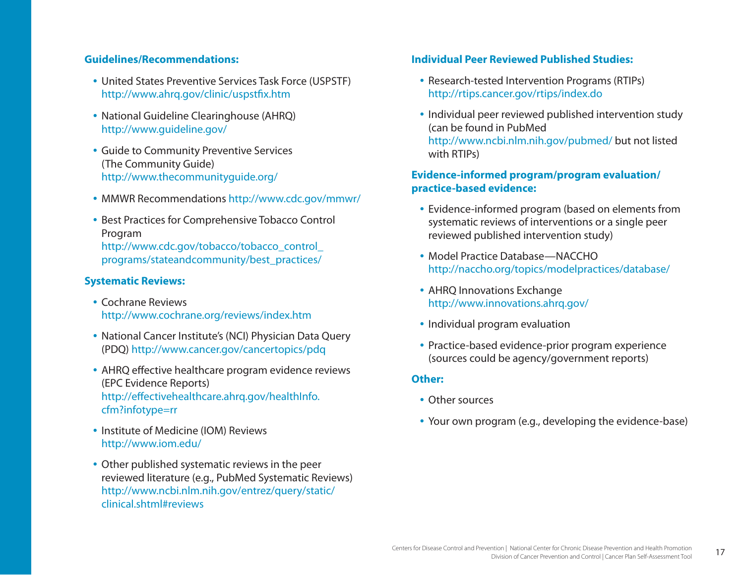**Guidelines/Recommendations:**

- United States Preventive Services Task Force (USPSTF) http://www.ahrq.gov/clinic/uspstfix.htm
- National Guideline Clearinghouse (AHRQ) http://www.guideline.gov/
- Guide to Community Preventive Services (The Community Guide) http://www.thecommunityguide.org/
- MMWR Recommendations http://www.cdc.gov/mmwr/
- Best Practices for Comprehensive Tobacco Control Program http://www.cdc.gov/tobacco/tobacco_control_programs/stateandcommunity/best_practices/

**Systematic Reviews:**

- Cochrane Reviews http://www.cochrane.org/reviews/index.htm
- National Cancer Institute's (NCI) Physician Data Query (PDQ) http://www.cancer.gov/cancertopics/pdq
- AHRQ effective healthcare program evidence reviews (EPC Evidence Reports) http://effectivehealthcare.ahrq.gov/healthInfo.cfm?infotype=rr
- Institute of Medicine (IOM) Reviews http://www.iom.edu/
- Other published systematic reviews in the peer reviewed literature (e.g., PubMed Systematic Reviews) http://www.ncbi.nlm.nih.gov/entrez/query/static/clinical.shtml#reviews

**Individual Peer Reviewed Published Studies:**

- Research-tested Intervention Programs (RTIPs) http://rtips.cancer.gov/rtips/index.do
- Individual peer reviewed published intervention study (can be found in PubMed http://www.ncbi.nlm.nih.gov/pubmed/ but not listed with RTIPs)

**Evidence-informed program/program evaluation/ practice-based evidence:**

- Evidence-informed program (based on elements from systematic reviews of interventions or a single peer reviewed published intervention study)
- Model Practice Database—NACCHO http://naccho.org/topics/modelpractices/database/
- AHRQ Innovations Exchange http://www.innovations.ahrq.gov/
- Individual program evaluation
- Practice-based evidence-prior program experience (sources could be agency/government reports)

**Other:**

- Other sources
- Your own program (e.g., developing the evidence-base)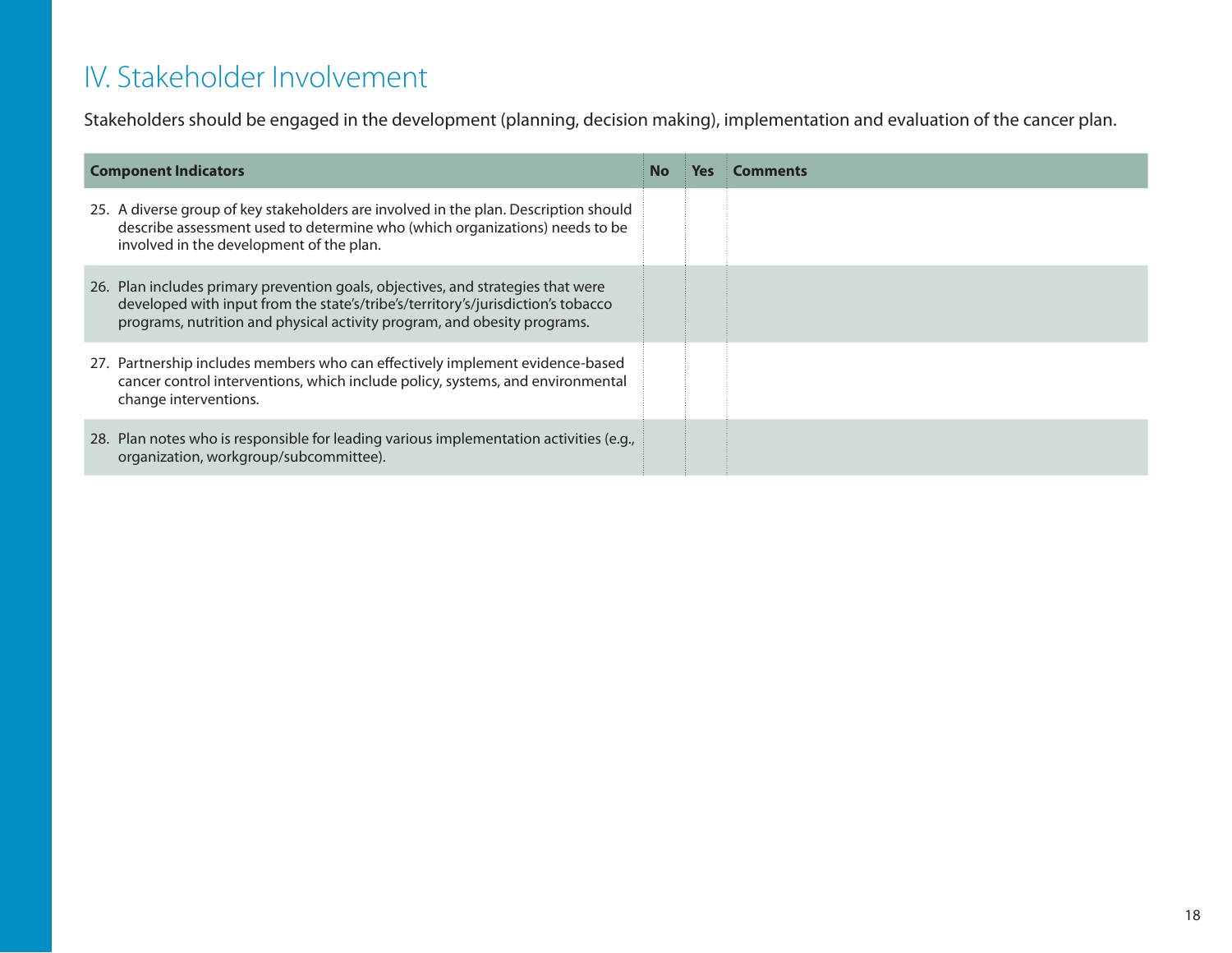# IV. Stakeholder Involvement

Stakeholders should be engaged in the development (planning, decision making), implementation and evaluation of the cancer plan.

| Component Indicators | No | Yes | Comments |
|---|---|---|---|
| 25. A diverse group of key stakeholders are involved in the plan. Description should describe assessment used to determine who (which organizations) needs to be involved in the development of the plan. | | | |
| 26. Plan includes primary prevention goals, objectives, and strategies that were developed with input from the state's/tribe's/territory's/jurisdiction's tobacco programs, nutrition and physical activity program, and obesity programs. | | | |
| 27. Partnership includes members who can effectively implement evidence-based cancer control interventions, which include policy, systems, and environmental change interventions. | | | |
| 28. Plan notes who is responsible for leading various implementation activities (e.g., organization, workgroup/subcommittee). | | | |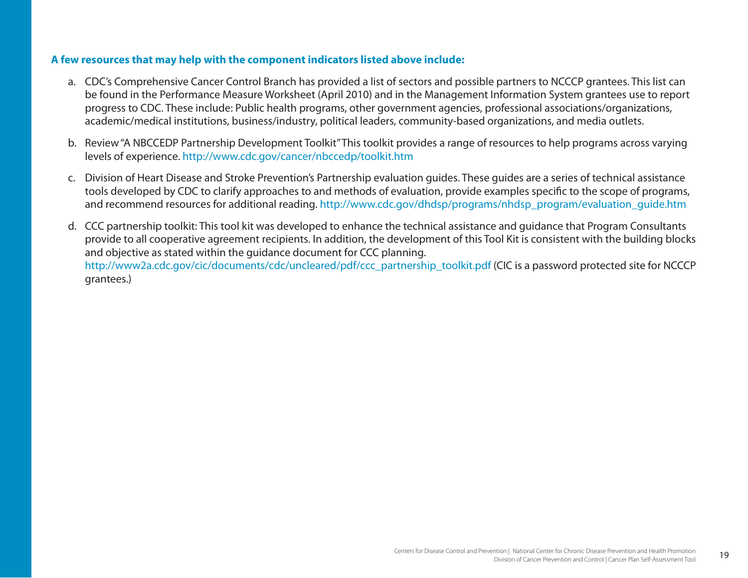**A few resources that may help with the component indicators listed above include:**

a. CDC's Comprehensive Cancer Control Branch has provided a list of sectors and possible partners to NCCCP grantees. This list can be found in the Performance Measure Worksheet (April 2010) and in the Management Information System grantees use to report progress to CDC. These include: Public health programs, other government agencies, professional associations/organizations, academic/medical institutions, business/industry, political leaders, community-based organizations, and media outlets.

b. Review "A NBCCEDP Partnership Development Toolkit" This toolkit provides a range of resources to help programs across varying levels of experience. http://www.cdc.gov/cancer/nbccedp/toolkit.htm

c. Division of Heart Disease and Stroke Prevention's Partnership evaluation guides. These guides are a series of technical assistance tools developed by CDC to clarify approaches to and methods of evaluation, provide examples specific to the scope of programs, and recommend resources for additional reading. http://www.cdc.gov/dhdsp/programs/nhdsp_program/evaluation_guide.htm

d. CCC partnership toolkit: This tool kit was developed to enhance the technical assistance and guidance that Program Consultants provide to all cooperative agreement recipients. In addition, the development of this Tool Kit is consistent with the building blocks and objective as stated within the guidance document for CCC planning. http://www2a.cdc.gov/cic/documents/cdc/uncleared/pdf/ccc_partnership_toolkit.pdf (CIC is a password protected site for NCCCP grantees.)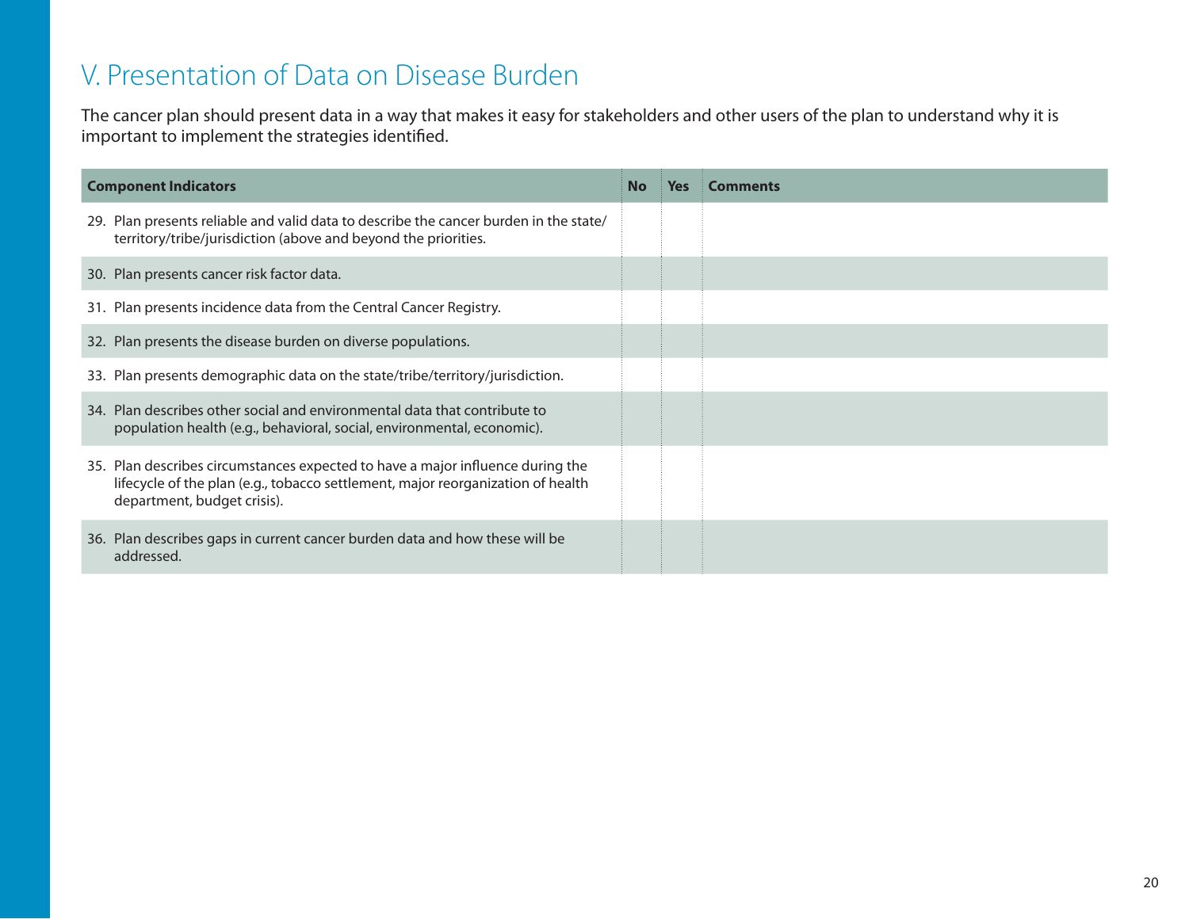## V. Presentation of Data on Disease Burden

The cancer plan should present data in a way that makes it easy for stakeholders and other users of the plan to understand why it is important to implement the strategies identified.

| Component Indicators | No | Yes | Comments |
|---|---|---|---|
| 29. Plan presents reliable and valid data to describe the cancer burden in the state/territory/tribe/jurisdiction (above and beyond the priorities. | | | |
| 30. Plan presents cancer risk factor data. | | | |
| 31. Plan presents incidence data from the Central Cancer Registry. | | | |
| 32. Plan presents the disease burden on diverse populations. | | | |
| 33. Plan presents demographic data on the state/tribe/territory/jurisdiction. | | | |
| 34. Plan describes other social and environmental data that contribute to population health (e.g., behavioral, social, environmental, economic). | | | |
| 35. Plan describes circumstances expected to have a major influence during the lifecycle of the plan (e.g., tobacco settlement, major reorganization of health department, budget crisis). | | | |
| 36. Plan describes gaps in current cancer burden data and how these will be addressed. | | | |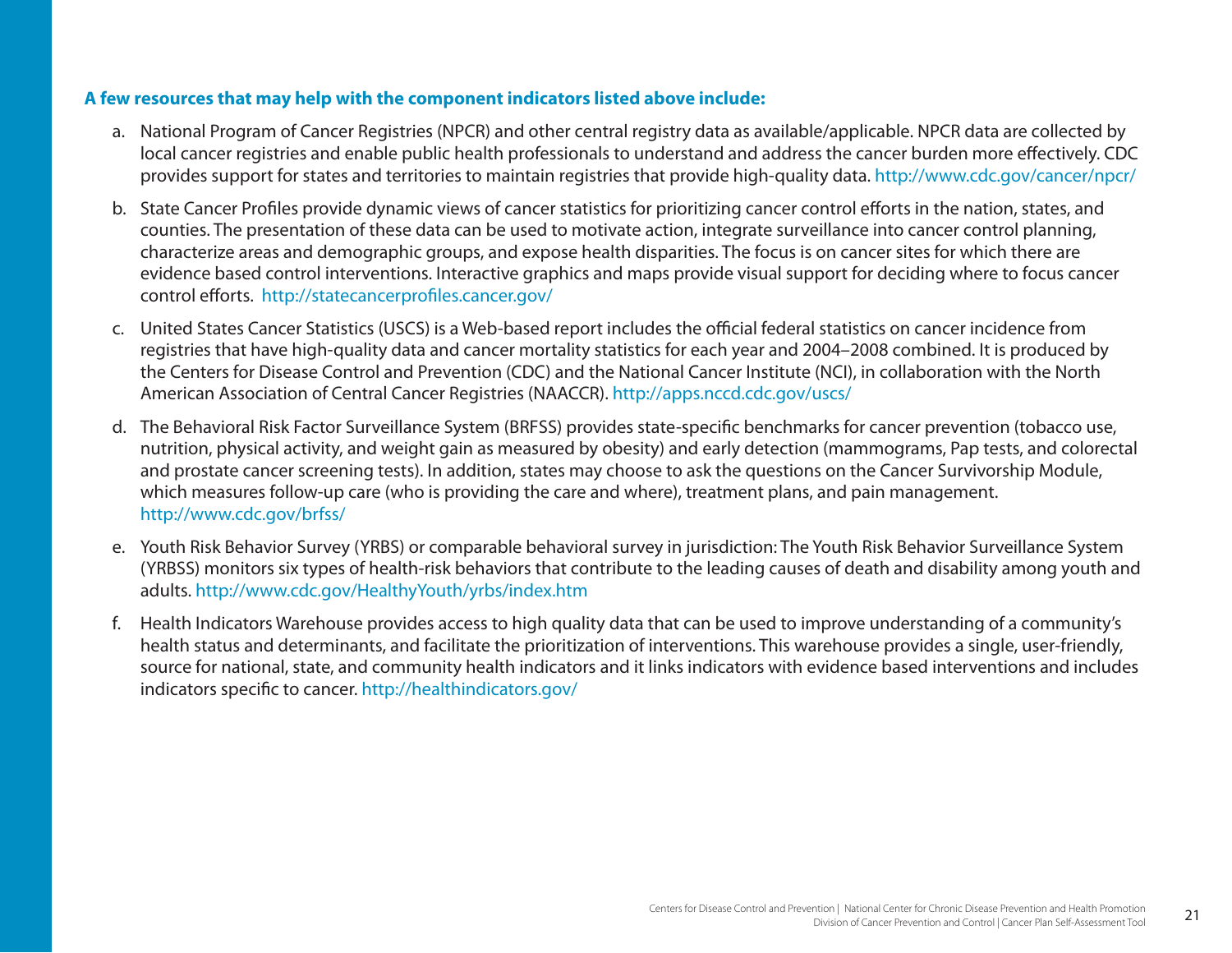**A few resources that may help with the component indicators listed above include:**

a. National Program of Cancer Registries (NPCR) and other central registry data as available/applicable. NPCR data are collected by local cancer registries and enable public health professionals to understand and address the cancer burden more effectively. CDC provides support for states and territories to maintain registries that provide high-quality data. http://www.cdc.gov/cancer/npcr/

b. State Cancer Profiles provide dynamic views of cancer statistics for prioritizing cancer control efforts in the nation, states, and counties. The presentation of these data can be used to motivate action, integrate surveillance into cancer control planning, characterize areas and demographic groups, and expose health disparities. The focus is on cancer sites for which there are evidence based control interventions. Interactive graphics and maps provide visual support for deciding where to focus cancer control efforts. http://statecancerprofiles.cancer.gov/

c. United States Cancer Statistics (USCS) is a Web-based report includes the official federal statistics on cancer incidence from registries that have high-quality data and cancer mortality statistics for each year and 2004–2008 combined. It is produced by the Centers for Disease Control and Prevention (CDC) and the National Cancer Institute (NCI), in collaboration with the North American Association of Central Cancer Registries (NAACCR). http://apps.nccd.cdc.gov/uscs/

d. The Behavioral Risk Factor Surveillance System (BRFSS) provides state-specific benchmarks for cancer prevention (tobacco use, nutrition, physical activity, and weight gain as measured by obesity) and early detection (mammograms, Pap tests, and colorectal and prostate cancer screening tests). In addition, states may choose to ask the questions on the Cancer Survivorship Module, which measures follow-up care (who is providing the care and where), treatment plans, and pain management. http://www.cdc.gov/brfss/

e. Youth Risk Behavior Survey (YRBS) or comparable behavioral survey in jurisdiction: The Youth Risk Behavior Surveillance System (YRBSS) monitors six types of health-risk behaviors that contribute to the leading causes of death and disability among youth and adults. http://www.cdc.gov/HealthyYouth/yrbs/index.htm

f. Health Indicators Warehouse provides access to high quality data that can be used to improve understanding of a community's health status and determinants, and facilitate the prioritization of interventions. This warehouse provides a single, user-friendly, source for national, state, and community health indicators and it links indicators with evidence based interventions and includes indicators specific to cancer. http://healthindicators.gov/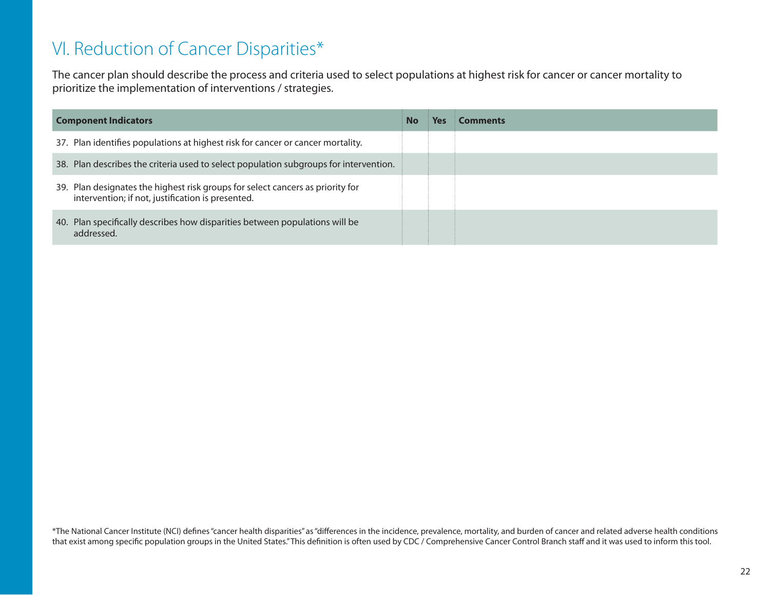# VI. Reduction of Cancer Disparities*

The cancer plan should describe the process and criteria used to select populations at highest risk for cancer or cancer mortality to prioritize the implementation of interventions / strategies.

| Component Indicators | No | Yes | Comments |
|---|---|---|---|
| 37. Plan identifies populations at highest risk for cancer or cancer mortality. | | | |
| 38. Plan describes the criteria used to select population subgroups for intervention. | | | |
| 39. Plan designates the highest risk groups for select cancers as priority for intervention; if not, justification is presented. | | | |
| 40. Plan specifically describes how disparities between populations will be addressed. | | | |

*The National Cancer Institute (NCI) defines "cancer health disparities" as "differences in the incidence, prevalence, mortality, and burden of cancer and related adverse health conditions that exist among specific population groups in the United States." This definition is often used by CDC / Comprehensive Cancer Control Branch staff and it was used to inform this tool.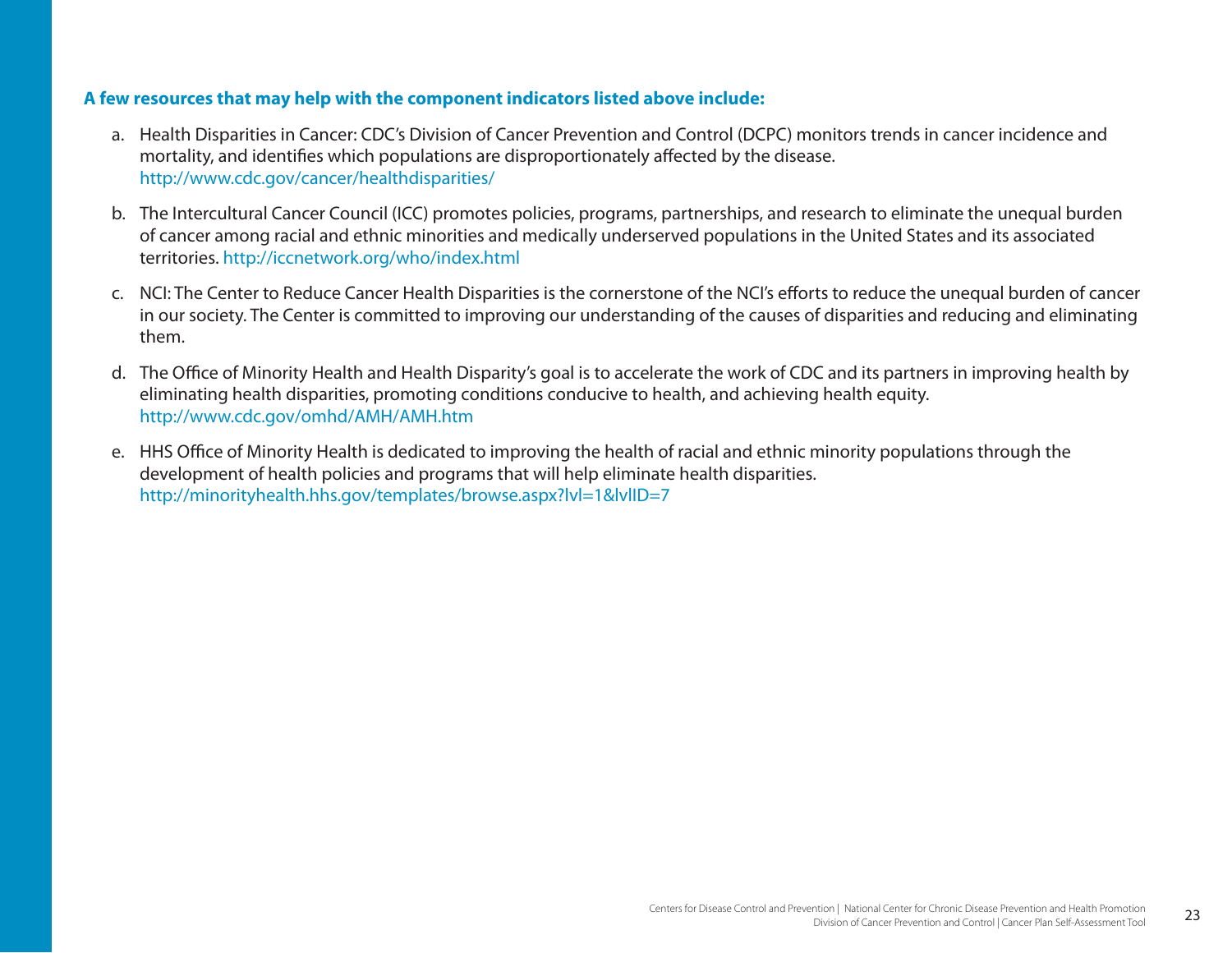**A few resources that may help with the component indicators listed above include:**

a. Health Disparities in Cancer: CDC's Division of Cancer Prevention and Control (DCPC) monitors trends in cancer incidence and mortality, and identifies which populations are disproportionately affected by the disease. http://www.cdc.gov/cancer/healthdisparities/

b. The Intercultural Cancer Council (ICC) promotes policies, programs, partnerships, and research to eliminate the unequal burden of cancer among racial and ethnic minorities and medically underserved populations in the United States and its associated territories. http://iccnetwork.org/who/index.html

c. NCI: The Center to Reduce Cancer Health Disparities is the cornerstone of the NCI's efforts to reduce the unequal burden of cancer in our society. The Center is committed to improving our understanding of the causes of disparities and reducing and eliminating them.

d. The Office of Minority Health and Health Disparity's goal is to accelerate the work of CDC and its partners in improving health by eliminating health disparities, promoting conditions conducive to health, and achieving health equity. http://www.cdc.gov/omhd/AMH/AMH.htm

e. HHS Office of Minority Health is dedicated to improving the health of racial and ethnic minority populations through the development of health policies and programs that will help eliminate health disparities. http://minorityhealth.hhs.gov/templates/browse.aspx?lvl=1&lvlID=7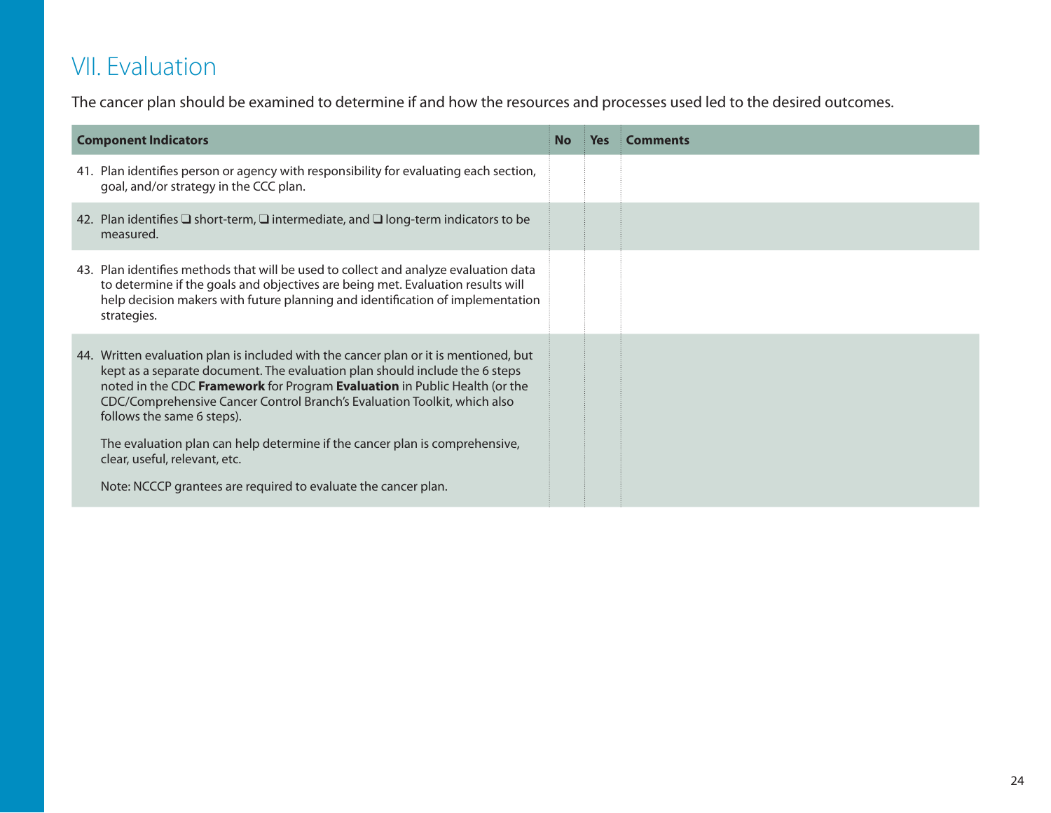# VII. Evaluation

The cancer plan should be examined to determine if and how the resources and processes used led to the desired outcomes.

| Component Indicators | No | Yes | Comments |
|---|---|---|---|
| 41. Plan identifies person or agency with responsibility for evaluating each section, goal, and/or strategy in the CCC plan. | | | |
| 42. Plan identifies ❑ short-term, ❑ intermediate, and ❑ long-term indicators to be measured. | | | |
| 43. Plan identifies methods that will be used to collect and analyze evaluation data to determine if the goals and objectives are being met. Evaluation results will help decision makers with future planning and identification of implementation strategies. | | | |
| 44. Written evaluation plan is included with the cancer plan or it is mentioned, but kept as a separate document. The evaluation plan should include the 6 steps noted in the CDC **Framework** for Program **Evaluation** in Public Health (or the CDC/Comprehensive Cancer Control Branch's Evaluation Toolkit, which also follows the same 6 steps).<br><br>The evaluation plan can help determine if the cancer plan is comprehensive, clear, useful, relevant, etc.<br><br>Note: NCCCP grantees are required to evaluate the cancer plan. | | | |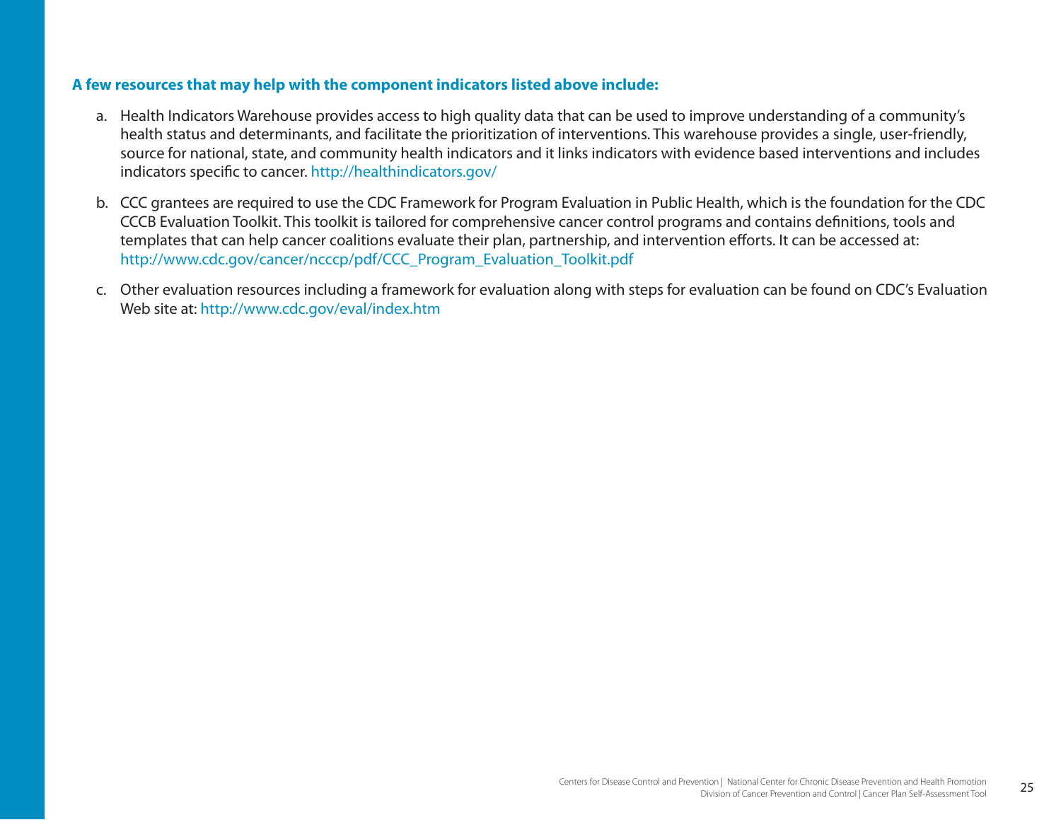**A few resources that may help with the component indicators listed above include:**

a. Health Indicators Warehouse provides access to high quality data that can be used to improve understanding of a community's health status and determinants, and facilitate the prioritization of interventions. This warehouse provides a single, user-friendly, source for national, state, and community health indicators and it links indicators with evidence based interventions and includes indicators specific to cancer. http://healthindicators.gov/

b. CCC grantees are required to use the CDC Framework for Program Evaluation in Public Health, which is the foundation for the CDC CCCB Evaluation Toolkit. This toolkit is tailored for comprehensive cancer control programs and contains definitions, tools and templates that can help cancer coalitions evaluate their plan, partnership, and intervention efforts. It can be accessed at: http://www.cdc.gov/cancer/ncccp/pdf/CCC_Program_Evaluation_Toolkit.pdf

c. Other evaluation resources including a framework for evaluation along with steps for evaluation can be found on CDC's Evaluation Web site at: http://www.cdc.gov/eval/index.htm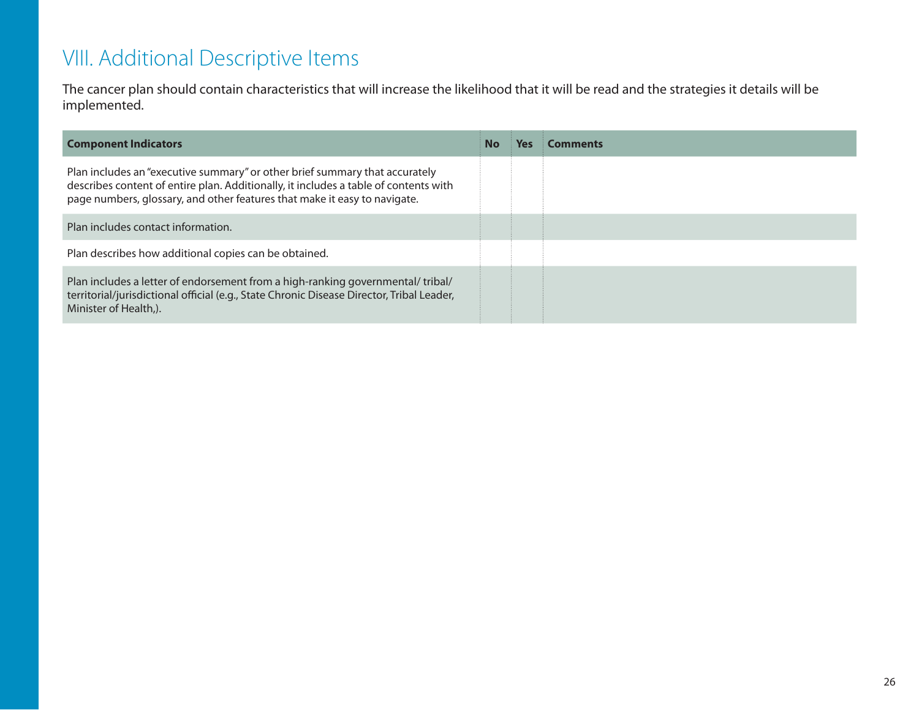## VIII. Additional Descriptive Items

The cancer plan should contain characteristics that will increase the likelihood that it will be read and the strategies it details will be implemented.

| Component Indicators | No | Yes | Comments |
|---|---|---|---|
| Plan includes an "executive summary" or other brief summary that accurately describes content of entire plan. Additionally, it includes a table of contents with page numbers, glossary, and other features that make it easy to navigate. | | | |
| Plan includes contact information. | | | |
| Plan describes how additional copies can be obtained. | | | |
| Plan includes a letter of endorsement from a high-ranking governmental/ tribal/ territorial/jurisdictional official (e.g., State Chronic Disease Director, Tribal Leader, Minister of Health,). | | | |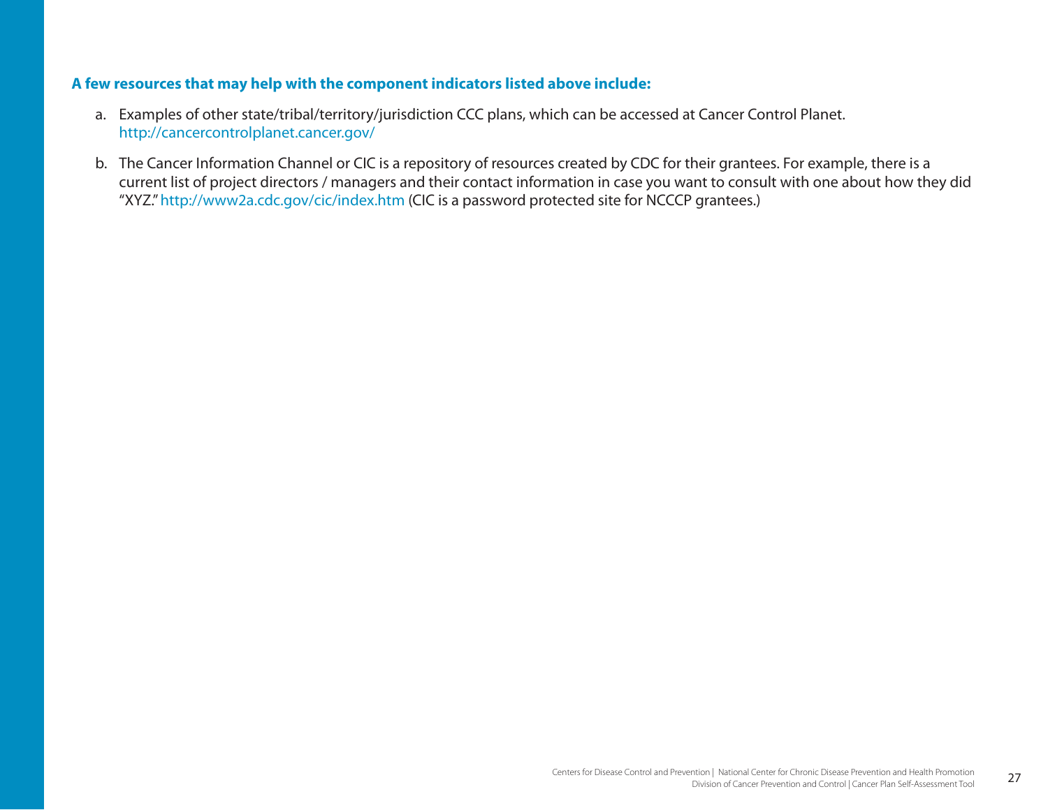**A few resources that may help with the component indicators listed above include:**

a. Examples of other state/tribal/territory/jurisdiction CCC plans, which can be accessed at Cancer Control Planet. http://cancercontrolplanet.cancer.gov/

b. The Cancer Information Channel or CIC is a repository of resources created by CDC for their grantees. For example, there is a current list of project directors / managers and their contact information in case you want to consult with one about how they did "XYZ." http://www2a.cdc.gov/cic/index.htm (CIC is a password protected site for NCCCP grantees.)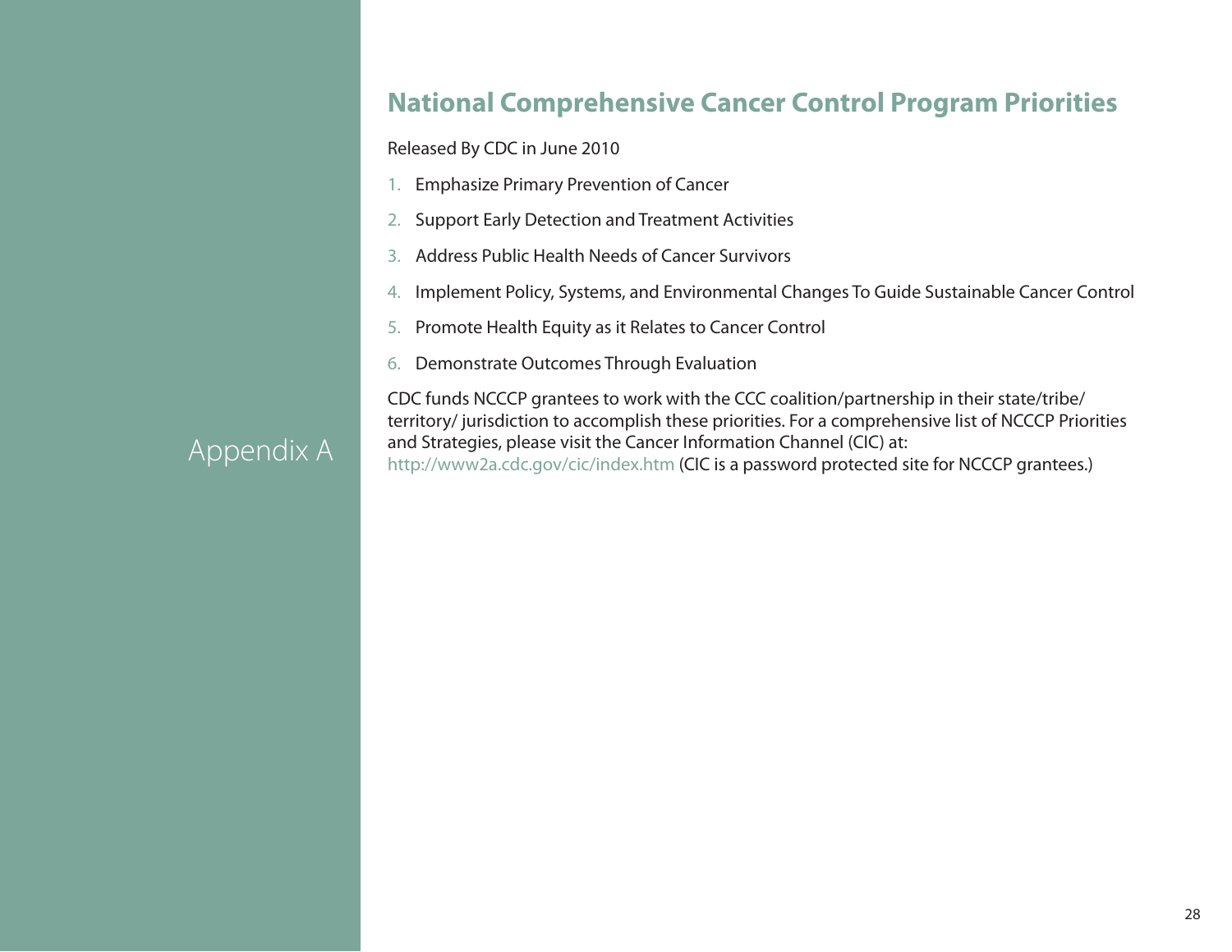# Appendix A

## National Comprehensive Cancer Control Program Priorities

Released By CDC in June 2010

1. Emphasize Primary Prevention of Cancer
2. Support Early Detection and Treatment Activities
3. Address Public Health Needs of Cancer Survivors
4. Implement Policy, Systems, and Environmental Changes To Guide Sustainable Cancer Control
5. Promote Health Equity as it Relates to Cancer Control
6. Demonstrate Outcomes Through Evaluation

CDC funds NCCCP grantees to work with the CCC coalition/partnership in their state/tribe/territory/ jurisdiction to accomplish these priorities. For a comprehensive list of NCCCP Priorities and Strategies, please visit the Cancer Information Channel (CIC) at: http://www2a.cdc.gov/cic/index.htm (CIC is a password protected site for NCCCP grantees.)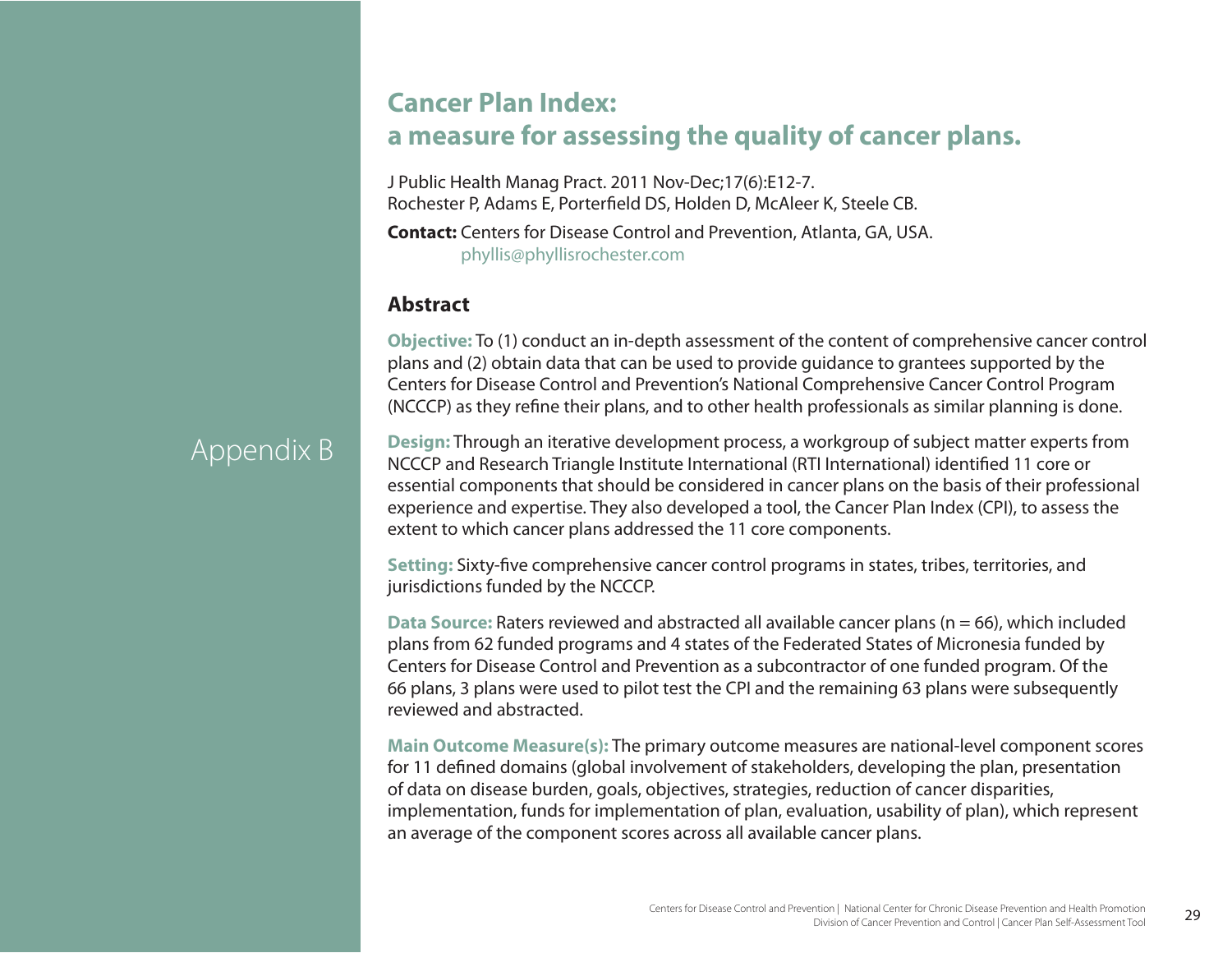Appendix B

# Cancer Plan Index: a measure for assessing the quality of cancer plans.

J Public Health Manag Pract. 2011 Nov-Dec;17(6):E12-7.
Rochester P, Adams E, Porterfield DS, Holden D, McAleer K, Steele CB.

**Contact:** Centers for Disease Control and Prevention, Atlanta, GA, USA.
phyllis@phyllisrochester.com

## Abstract

**Objective:** To (1) conduct an in-depth assessment of the content of comprehensive cancer control plans and (2) obtain data that can be used to provide guidance to grantees supported by the Centers for Disease Control and Prevention's National Comprehensive Cancer Control Program (NCCCP) as they refine their plans, and to other health professionals as similar planning is done.

**Design:** Through an iterative development process, a workgroup of subject matter experts from NCCCP and Research Triangle Institute International (RTI International) identified 11 core or essential components that should be considered in cancer plans on the basis of their professional experience and expertise. They also developed a tool, the Cancer Plan Index (CPI), to assess the extent to which cancer plans addressed the 11 core components.

**Setting:** Sixty-five comprehensive cancer control programs in states, tribes, territories, and jurisdictions funded by the NCCCP.

**Data Source:** Raters reviewed and abstracted all available cancer plans (n = 66), which included plans from 62 funded programs and 4 states of the Federated States of Micronesia funded by Centers for Disease Control and Prevention as a subcontractor of one funded program. Of the 66 plans, 3 plans were used to pilot test the CPI and the remaining 63 plans were subsequently reviewed and abstracted.

**Main Outcome Measure(s):** The primary outcome measures are national-level component scores for 11 defined domains (global involvement of stakeholders, developing the plan, presentation of data on disease burden, goals, objectives, strategies, reduction of cancer disparities, implementation, funds for implementation of plan, evaluation, usability of plan), which represent an average of the component scores across all available cancer plans.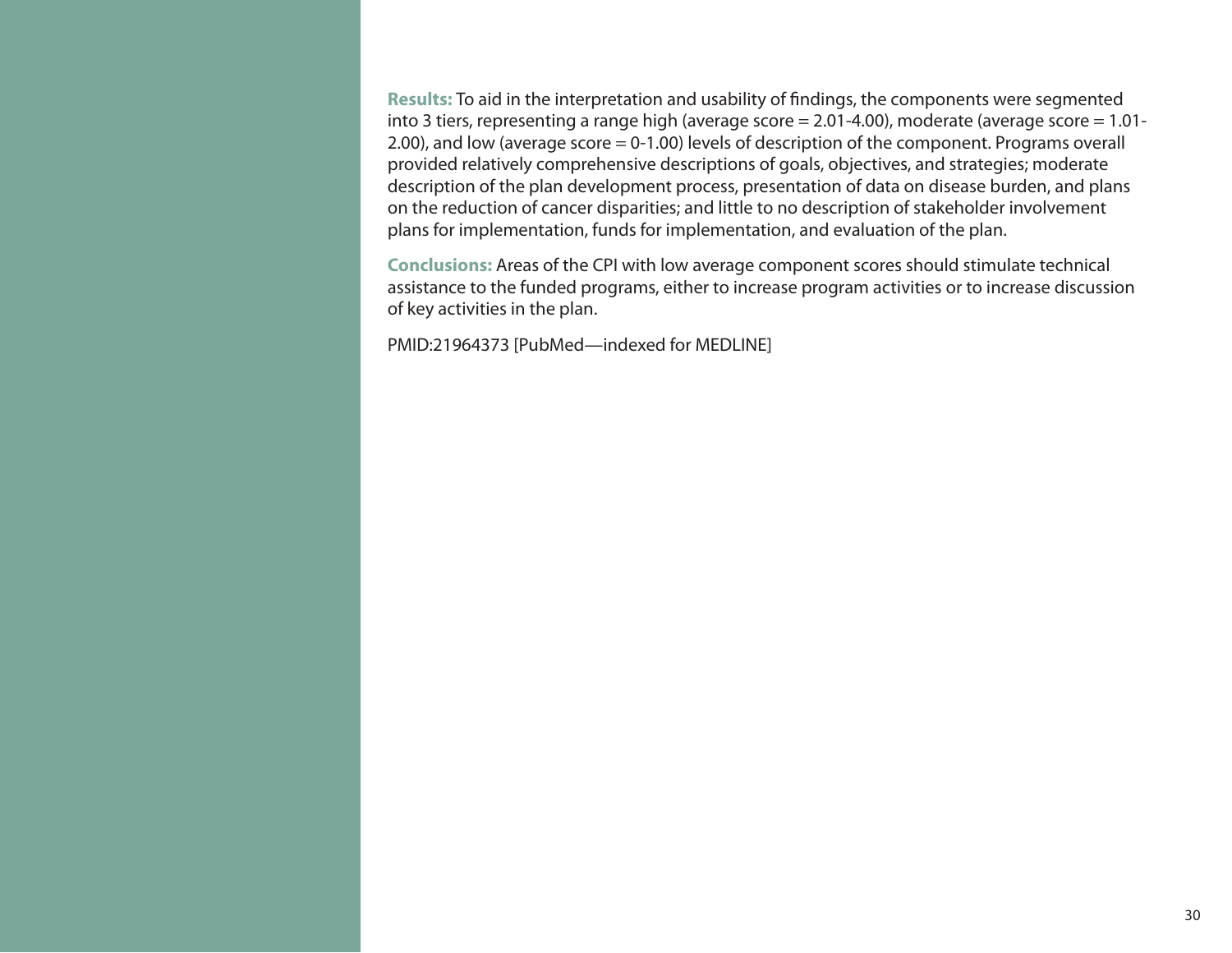**Results:** To aid in the interpretation and usability of findings, the components were segmented into 3 tiers, representing a range high (average score = 2.01-4.00), moderate (average score = 1.01-2.00), and low (average score = 0-1.00) levels of description of the component. Programs overall provided relatively comprehensive descriptions of goals, objectives, and strategies; moderate description of the plan development process, presentation of data on disease burden, and plans on the reduction of cancer disparities; and little to no description of stakeholder involvement plans for implementation, funds for implementation, and evaluation of the plan.

**Conclusions:** Areas of the CPI with low average component scores should stimulate technical assistance to the funded programs, either to increase program activities or to increase discussion of key activities in the plan.

PMID:21964373 [PubMed—indexed for MEDLINE]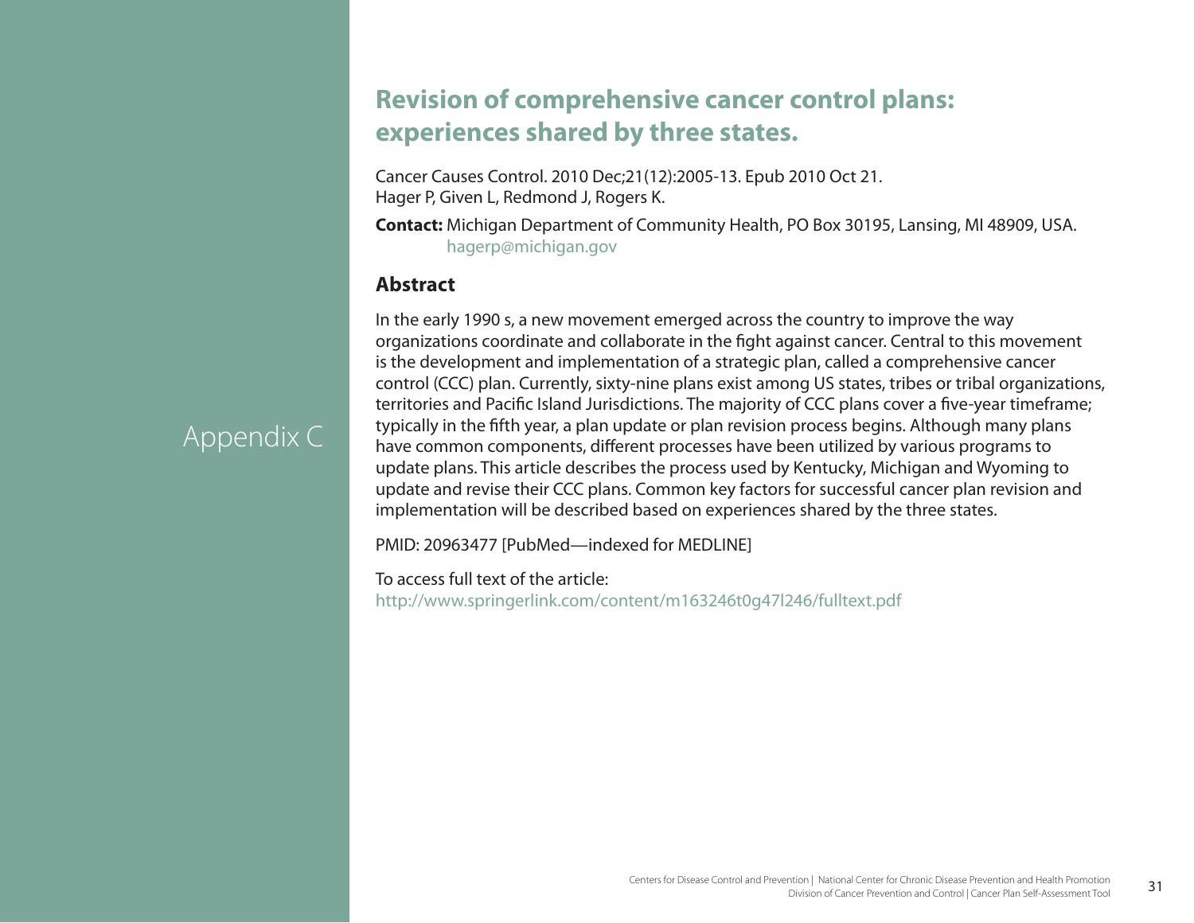Appendix C

# Revision of comprehensive cancer control plans: experiences shared by three states.

Cancer Causes Control. 2010 Dec;21(12):2005-13. Epub 2010 Oct 21.
Hager P, Given L, Redmond J, Rogers K.

**Contact:** Michigan Department of Community Health, PO Box 30195, Lansing, MI 48909, USA.
hagerp@michigan.gov

## Abstract

In the early 1990 s, a new movement emerged across the country to improve the way organizations coordinate and collaborate in the fight against cancer. Central to this movement is the development and implementation of a strategic plan, called a comprehensive cancer control (CCC) plan. Currently, sixty-nine plans exist among US states, tribes or tribal organizations, territories and Pacific Island Jurisdictions. The majority of CCC plans cover a five-year timeframe; typically in the fifth year, a plan update or plan revision process begins. Although many plans have common components, different processes have been utilized by various programs to update plans. This article describes the process used by Kentucky, Michigan and Wyoming to update and revise their CCC plans. Common key factors for successful cancer plan revision and implementation will be described based on experiences shared by the three states.

PMID: 20963477 [PubMed—indexed for MEDLINE]

To access full text of the article:
http://www.springerlink.com/content/m163246t0g47l246/fulltext.pdf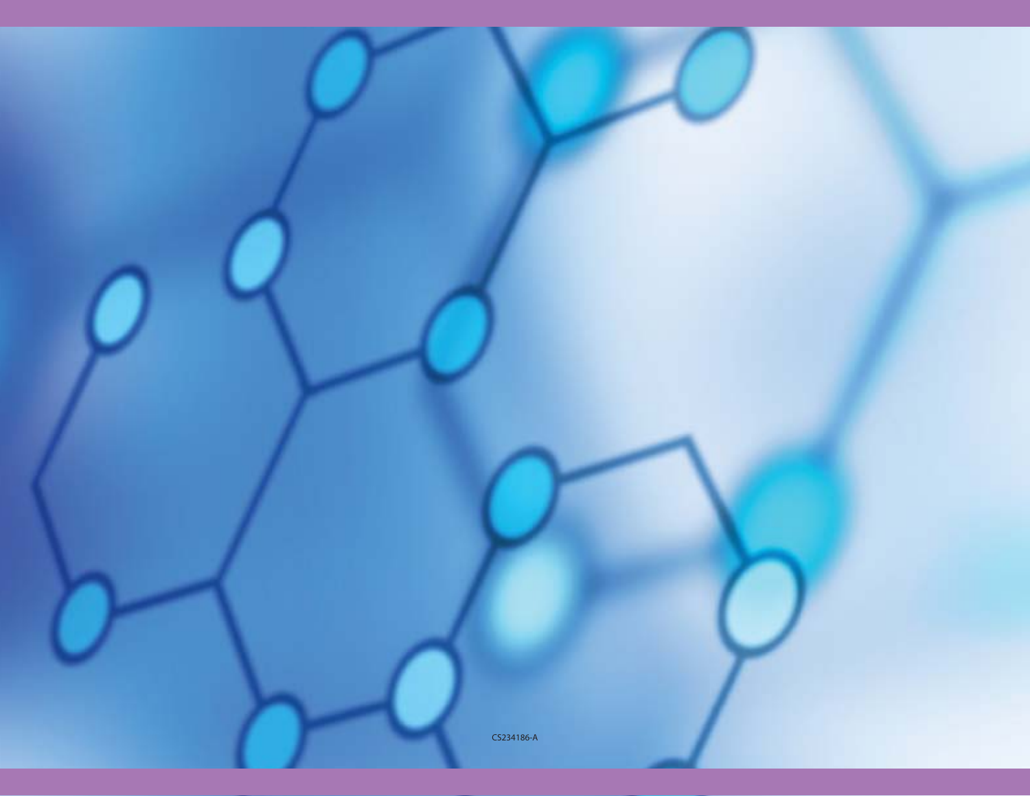CS234186-A